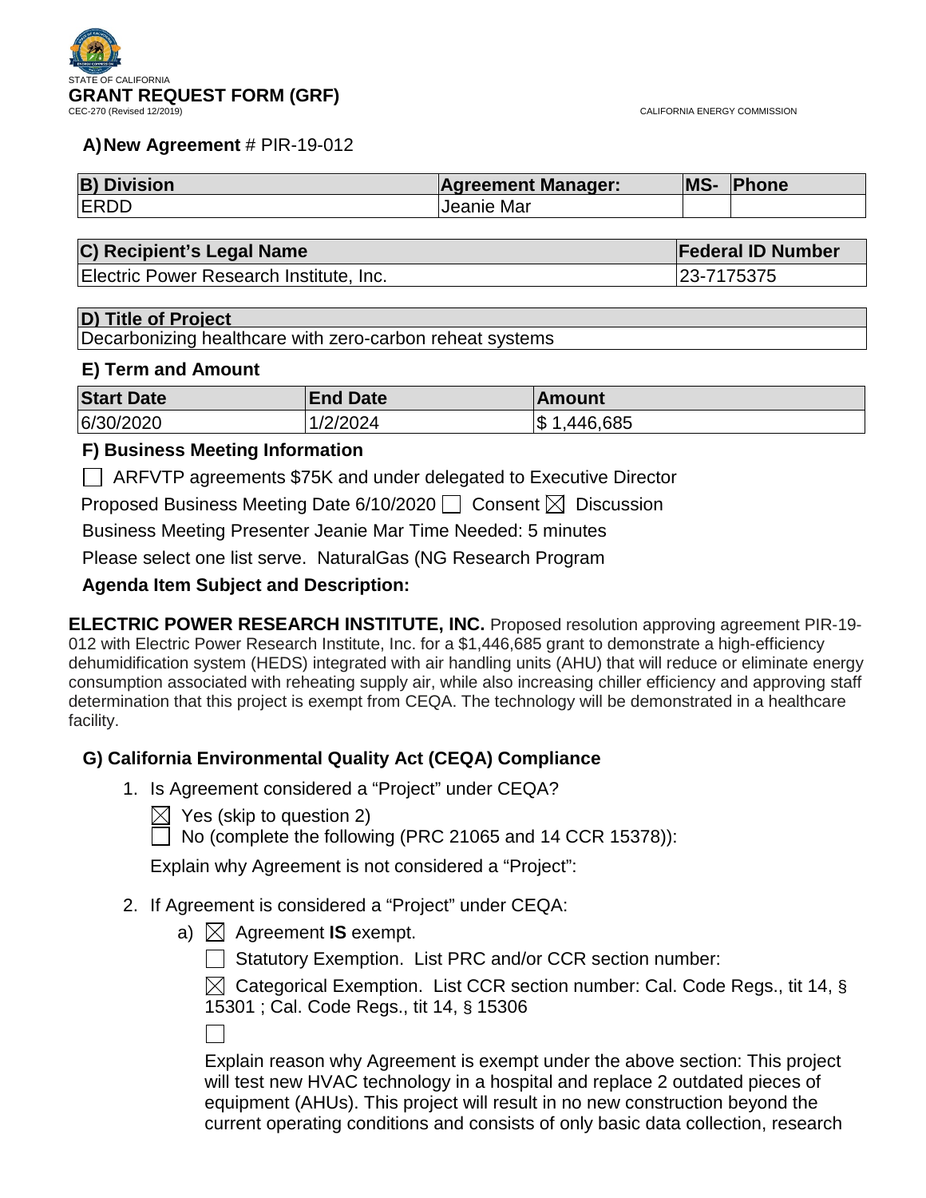STATE OF CALIFORNIA

# GRANT REQUEST FORM (GRF)

CEC-270 (Revised 12/2019)

CALIFORNIA ENERGY COMMISSION

**A) New Agreement** # PIR-19-012

| B) Division | Agreement Manager: | MS- | Phone |
|---|---|---|---|
| ERDD | Jeanie Mar | | |

| C) Recipient's Legal Name | Federal ID Number |
|---|---|
| Electric Power Research Institute, Inc. | 23-7175375 |

| D) Title of Project |
|---|
| Decarbonizing healthcare with zero-carbon reheat systems |

### E) Term and Amount

| Start Date | End Date | Amount |
|---|---|---|
| 6/30/2020 | 1/2/2024 | $ 1,446,685 |

### F) Business Meeting Information

☐ ARFVTP agreements $75K and under delegated to Executive Director

Proposed Business Meeting Date 6/10/2020 ☐ Consent ☒ Discussion

Business Meeting Presenter Jeanie Mar Time Needed: 5 minutes

Please select one list serve. NaturalGas (NG Research Program

**Agenda Item Subject and Description:**

**ELECTRIC POWER RESEARCH INSTITUTE, INC.** Proposed resolution approving agreement PIR-19-012 with Electric Power Research Institute, Inc. for a $1,446,685 grant to demonstrate a high-efficiency dehumidification system (HEDS) integrated with air handling units (AHU) that will reduce or eliminate energy consumption associated with reheating supply air, while also increasing chiller efficiency and approving staff determination that this project is exempt from CEQA. The technology will be demonstrated in a healthcare facility.

### G) California Environmental Quality Act (CEQA) Compliance

1. Is Agreement considered a "Project" under CEQA?

   ☒ Yes (skip to question 2)

   ☐ No (complete the following (PRC 21065 and 14 CCR 15378)):

   Explain why Agreement is not considered a "Project":

2. If Agreement is considered a "Project" under CEQA:

   a) ☒ Agreement **IS** exempt.

   ☐ Statutory Exemption. List PRC and/or CCR section number:

   ☒ Categorical Exemption. List CCR section number: Cal. Code Regs., tit 14, § 15301 ; Cal. Code Regs., tit 14, § 15306

   ☐

   Explain reason why Agreement is exempt under the above section: This project will test new HVAC technology in a hospital and replace 2 outdated pieces of equipment (AHUs). This project will result in no new construction beyond the current operating conditions and consists of only basic data collection, research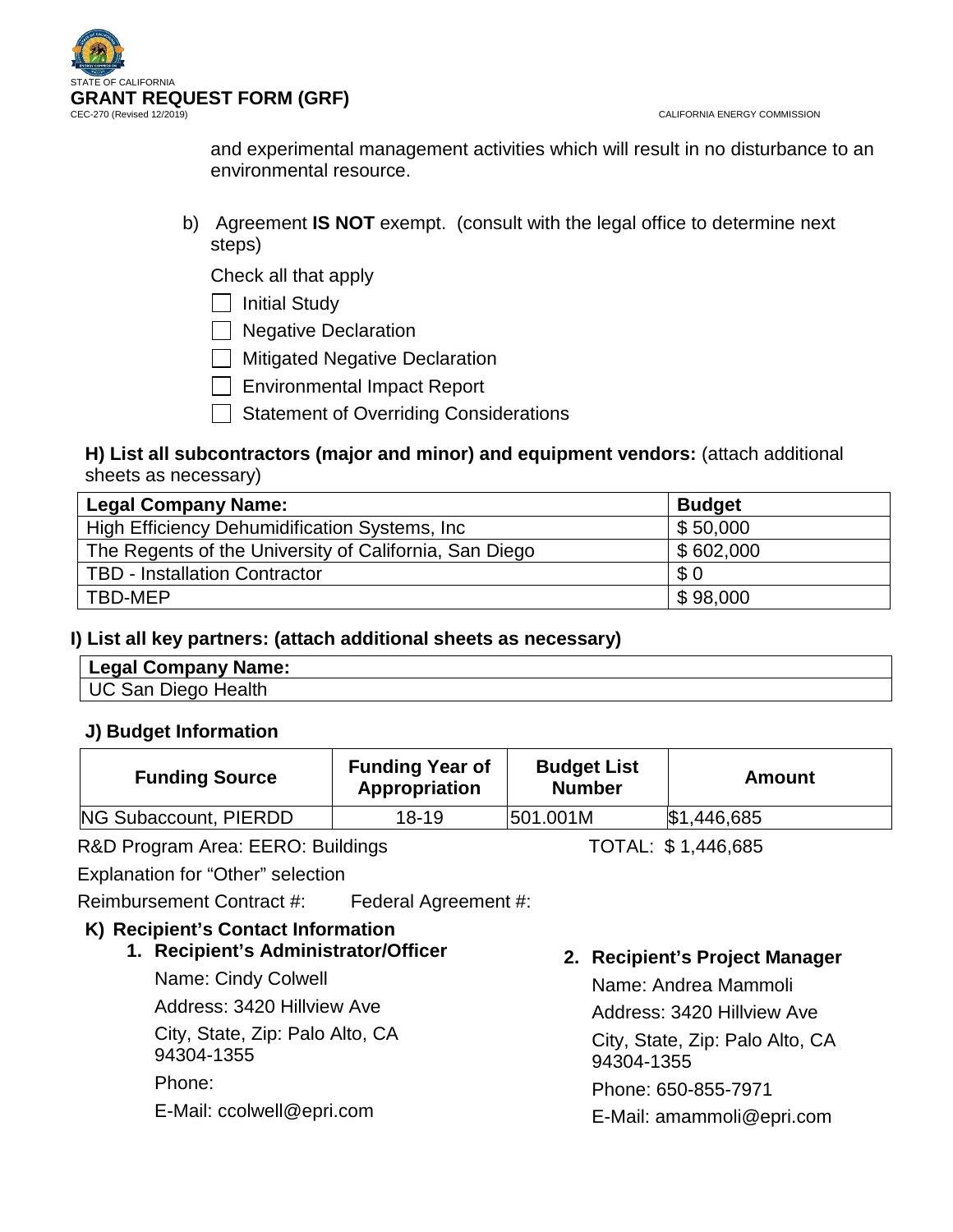and experimental management activities which will result in no disturbance to an environmental resource.

b) Agreement **IS NOT** exempt. (consult with the legal office to determine next steps)

Check all that apply

- [ ] Initial Study
- [ ] Negative Declaration
- [ ] Mitigated Negative Declaration
- [ ] Environmental Impact Report
- [ ] Statement of Overriding Considerations

**H) List all subcontractors (major and minor) and equipment vendors:** (attach additional sheets as necessary)

| Legal Company Name: | Budget |
|---|---|
| High Efficiency Dehumidification Systems, Inc | $ 50,000 |
| The Regents of the University of California, San Diego | $ 602,000 |
| TBD - Installation Contractor | $ 0 |
| TBD-MEP | $ 98,000 |

**I) List all key partners: (attach additional sheets as necessary)**

| Legal Company Name: |
|---|
| UC San Diego Health |

**J) Budget Information**

| Funding Source | Funding Year of Appropriation | Budget List Number | Amount |
|---|---|---|---|
| NG Subaccount, PIERDD | 18-19 | 501.001M | $1,446,685 |

R&D Program Area: EERO: Buildings TOTAL: $ 1,446,685

Explanation for "Other" selection

Reimbursement Contract #: Federal Agreement #:

**K) Recipient's Contact Information**

**1. Recipient's Administrator/Officer**

Name: Cindy Colwell

Address: 3420 Hillview Ave

City, State, Zip: Palo Alto, CA 94304-1355

Phone:

E-Mail: ccolwell@epri.com

**2. Recipient's Project Manager**

Name: Andrea Mammoli

Address: 3420 Hillview Ave

City, State, Zip: Palo Alto, CA 94304-1355

Phone: 650-855-7971

E-Mail: amammoli@epri.com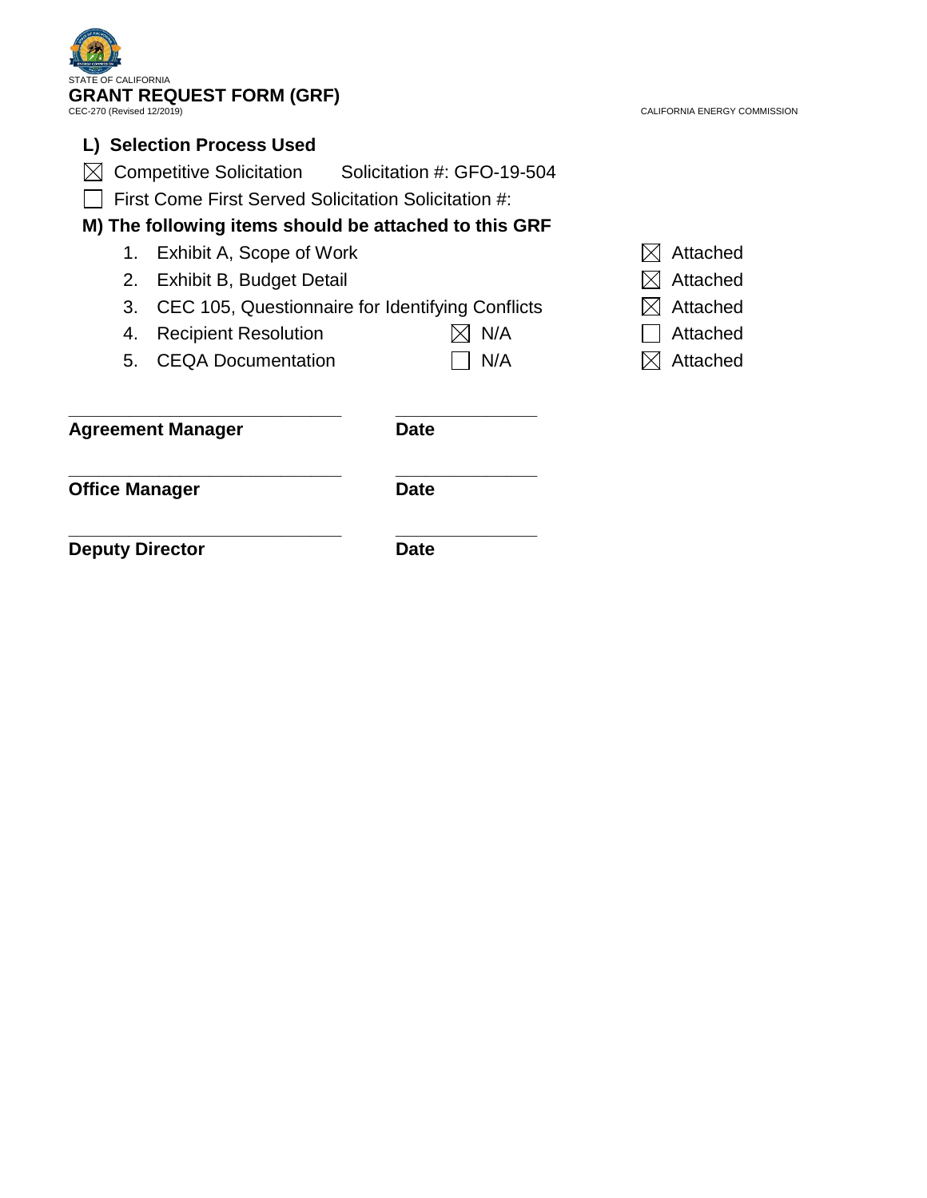STATE OF CALIFORNIA

# GRANT REQUEST FORM (GRF)

CEC-270 (Revised 12/2019)

CALIFORNIA ENERGY COMMISSION

## L) Selection Process Used

☒ Competitive Solicitation Solicitation #: GFO-19-504

☐ First Come First Served Solicitation Solicitation #:

## M) The following items should be attached to this GRF

| # | Item | N/A | Attached |
|---|---|---|---|
| 1. | Exhibit A, Scope of Work | | ☒ Attached |
| 2. | Exhibit B, Budget Detail | | ☒ Attached |
| 3. | CEC 105, Questionnaire for Identifying Conflicts | | ☒ Attached |
| 4. | Recipient Resolution | ☒ N/A | ☐ Attached |
| 5. | CEQA Documentation | ☐ N/A | ☒ Attached |

| _____________________________ | _______________ |
|---|---|
| **Agreement Manager** | **Date** |
| _____________________________ | _______________ |
| **Office Manager** | **Date** |
| _____________________________ | _______________ |
| **Deputy Director** | **Date** |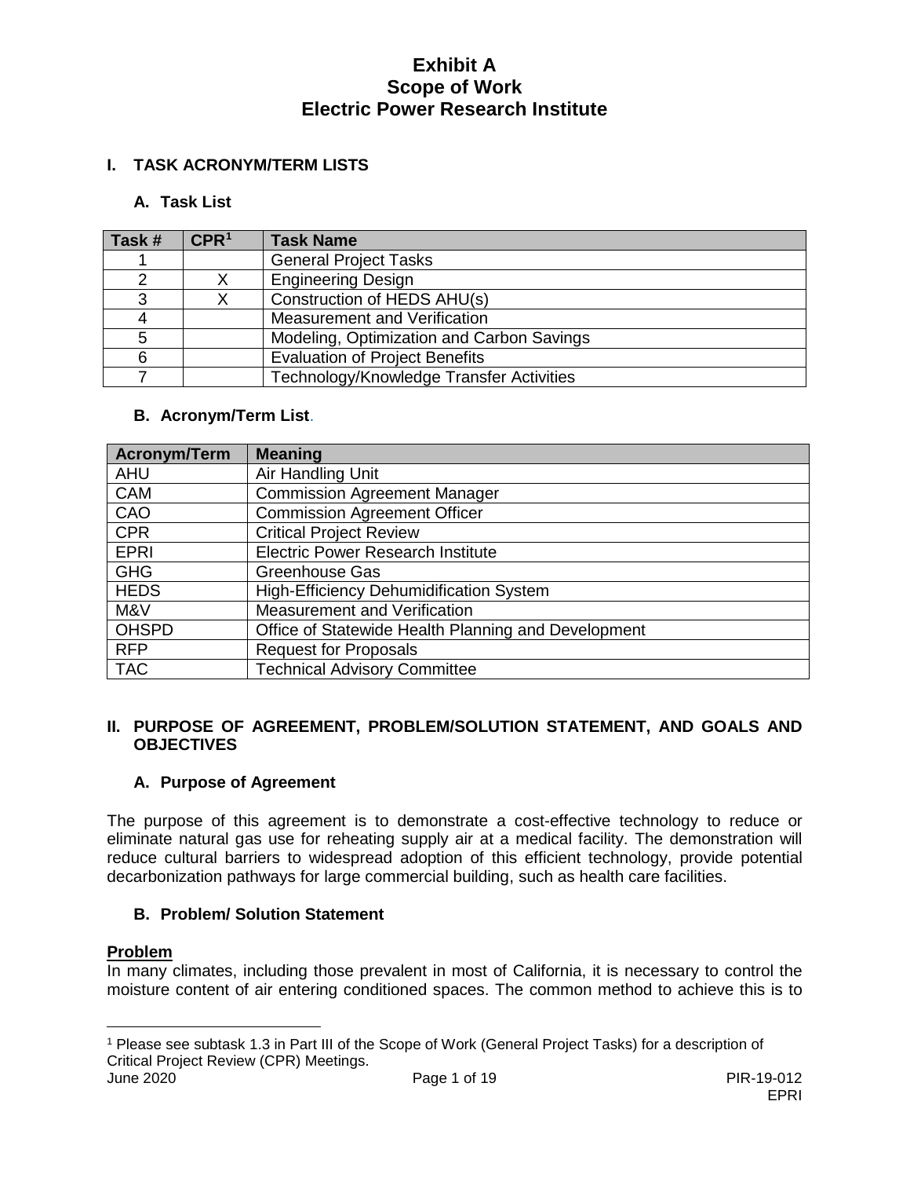# Exhibit A
# Scope of Work
# Electric Power Research Institute

## I. TASK ACRONYM/TERM LISTS

### A. Task List

| Task # | CPR[1] | Task Name |
|---|---|---|
| 1 | | General Project Tasks |
| 2 | X | Engineering Design |
| 3 | X | Construction of HEDS AHU(s) |
| 4 | | Measurement and Verification |
| 5 | | Modeling, Optimization and Carbon Savings |
| 6 | | Evaluation of Project Benefits |
| 7 | | Technology/Knowledge Transfer Activities |

### B. Acronym/Term List.

| Acronym/Term | Meaning |
|---|---|
| AHU | Air Handling Unit |
| CAM | Commission Agreement Manager |
| CAO | Commission Agreement Officer |
| CPR | Critical Project Review |
| EPRI | Electric Power Research Institute |
| GHG | Greenhouse Gas |
| HEDS | High-Efficiency Dehumidification System |
| M&V | Measurement and Verification |
| OHSPD | Office of Statewide Health Planning and Development |
| RFP | Request for Proposals |
| TAC | Technical Advisory Committee |

## II. PURPOSE OF AGREEMENT, PROBLEM/SOLUTION STATEMENT, AND GOALS AND OBJECTIVES

### A. Purpose of Agreement

The purpose of this agreement is to demonstrate a cost-effective technology to reduce or eliminate natural gas use for reheating supply air at a medical facility. The demonstration will reduce cultural barriers to widespread adoption of this efficient technology, provide potential decarbonization pathways for large commercial building, such as health care facilities.

### B. Problem/ Solution Statement

**Problem**

In many climates, including those prevalent in most of California, it is necessary to control the moisture content of air entering conditioned spaces. The common method to achieve this is to

[1] Please see subtask 1.3 in Part III of the Scope of Work (General Project Tasks) for a description of Critical Project Review (CPR) Meetings.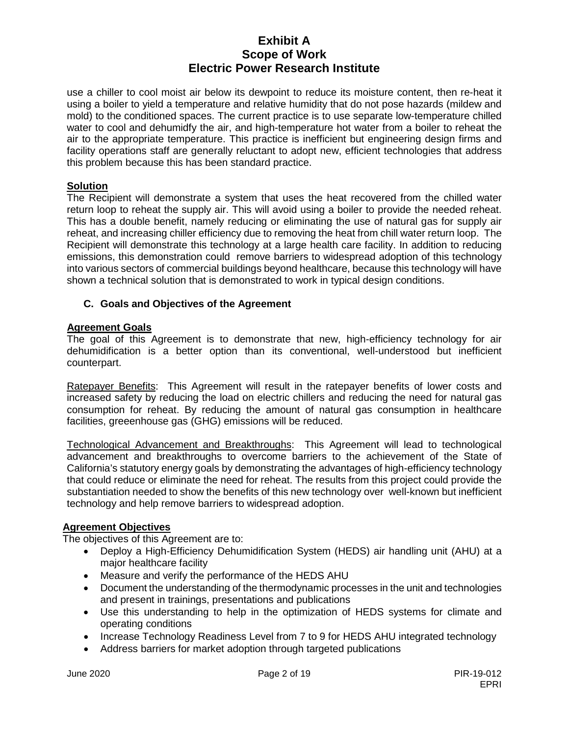use a chiller to cool moist air below its dewpoint to reduce its moisture content, then re-heat it using a boiler to yield a temperature and relative humidity that do not pose hazards (mildew and mold) to the conditioned spaces. The current practice is to use separate low-temperature chilled water to cool and dehumidfy the air, and high-temperature hot water from a boiler to reheat the air to the appropriate temperature. This practice is inefficient but engineering design firms and facility operations staff are generally reluctant to adopt new, efficient technologies that address this problem because this has been standard practice.

**Solution**

The Recipient will demonstrate a system that uses the heat recovered from the chilled water return loop to reheat the supply air. This will avoid using a boiler to provide the needed reheat. This has a double benefit, namely reducing or eliminating the use of natural gas for supply air reheat, and increasing chiller efficiency due to removing the heat from chill water return loop. The Recipient will demonstrate this technology at a large health care facility. In addition to reducing emissions, this demonstration could remove barriers to widespread adoption of this technology into various sectors of commercial buildings beyond healthcare, because this technology will have shown a technical solution that is demonstrated to work in typical design conditions.

### C. Goals and Objectives of the Agreement

**Agreement Goals**

The goal of this Agreement is to demonstrate that new, high-efficiency technology for air dehumidification is a better option than its conventional, well-understood but inefficient counterpart.

Ratepayer Benefits: This Agreement will result in the ratepayer benefits of lower costs and increased safety by reducing the load on electric chillers and reducing the need for natural gas consumption for reheat. By reducing the amount of natural gas consumption in healthcare facilities, greeenhouse gas (GHG) emissions will be reduced.

Technological Advancement and Breakthroughs: This Agreement will lead to technological advancement and breakthroughs to overcome barriers to the achievement of the State of California's statutory energy goals by demonstrating the advantages of high-efficiency technology that could reduce or eliminate the need for reheat. The results from this project could provide the substantiation needed to show the benefits of this new technology over well-known but inefficient technology and help remove barriers to widespread adoption.

**Agreement Objectives**

The objectives of this Agreement are to:

- Deploy a High-Efficiency Dehumidification System (HEDS) air handling unit (AHU) at a major healthcare facility
- Measure and verify the performance of the HEDS AHU
- Document the understanding of the thermodynamic processes in the unit and technologies and present in trainings, presentations and publications
- Use this understanding to help in the optimization of HEDS systems for climate and operating conditions
- Increase Technology Readiness Level from 7 to 9 for HEDS AHU integrated technology
- Address barriers for market adoption through targeted publications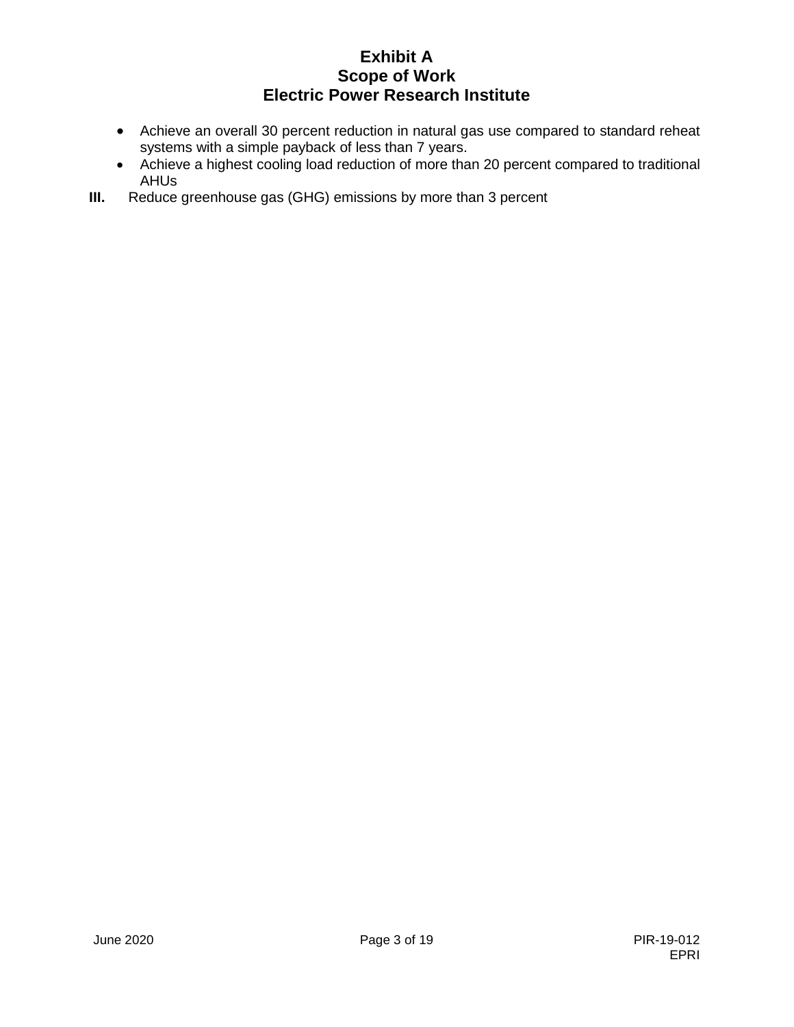- Achieve an overall 30 percent reduction in natural gas use compared to standard reheat systems with a simple payback of less than 7 years.
- Achieve a highest cooling load reduction of more than 20 percent compared to traditional AHUs

**III.** Reduce greenhouse gas (GHG) emissions by more than 3 percent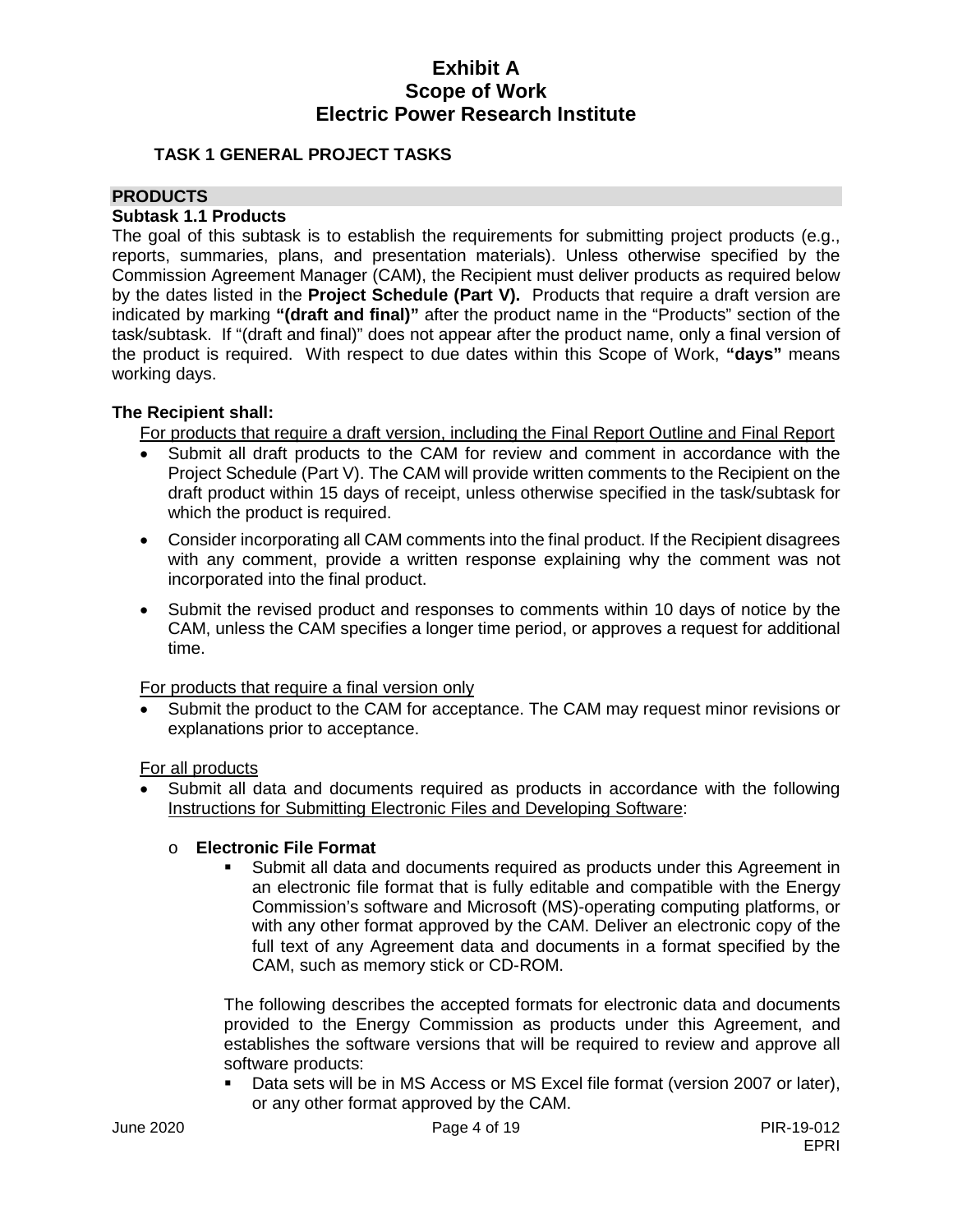# Exhibit A
# Scope of Work
# Electric Power Research Institute

## TASK 1 GENERAL PROJECT TASKS

### PRODUCTS

#### Subtask 1.1 Products

The goal of this subtask is to establish the requirements for submitting project products (e.g., reports, summaries, plans, and presentation materials). Unless otherwise specified by the Commission Agreement Manager (CAM), the Recipient must deliver products as required below by the dates listed in the **Project Schedule (Part V).** Products that require a draft version are indicated by marking **"(draft and final)"** after the product name in the "Products" section of the task/subtask. If "(draft and final)" does not appear after the product name, only a final version of the product is required. With respect to due dates within this Scope of Work, **"days"** means working days.

**The Recipient shall:**

<u>For products that require a draft version, including the Final Report Outline and Final Report</u>

- Submit all draft products to the CAM for review and comment in accordance with the Project Schedule (Part V). The CAM will provide written comments to the Recipient on the draft product within 15 days of receipt, unless otherwise specified in the task/subtask for which the product is required.
- Consider incorporating all CAM comments into the final product. If the Recipient disagrees with any comment, provide a written response explaining why the comment was not incorporated into the final product.
- Submit the revised product and responses to comments within 10 days of notice by the CAM, unless the CAM specifies a longer time period, or approves a request for additional time.

<u>For products that require a final version only</u>

- Submit the product to the CAM for acceptance. The CAM may request minor revisions or explanations prior to acceptance.

<u>For all products</u>

- Submit all data and documents required as products in accordance with the following <u>Instructions for Submitting Electronic Files and Developing Software</u>:
  - **Electronic File Format**
    - Submit all data and documents required as products under this Agreement in an electronic file format that is fully editable and compatible with the Energy Commission's software and Microsoft (MS)-operating computing platforms, or with any other format approved by the CAM. Deliver an electronic copy of the full text of any Agreement data and documents in a format specified by the CAM, such as memory stick or CD-ROM.

    The following describes the accepted formats for electronic data and documents provided to the Energy Commission as products under this Agreement, and establishes the software versions that will be required to review and approve all software products:

    - Data sets will be in MS Access or MS Excel file format (version 2007 or later), or any other format approved by the CAM.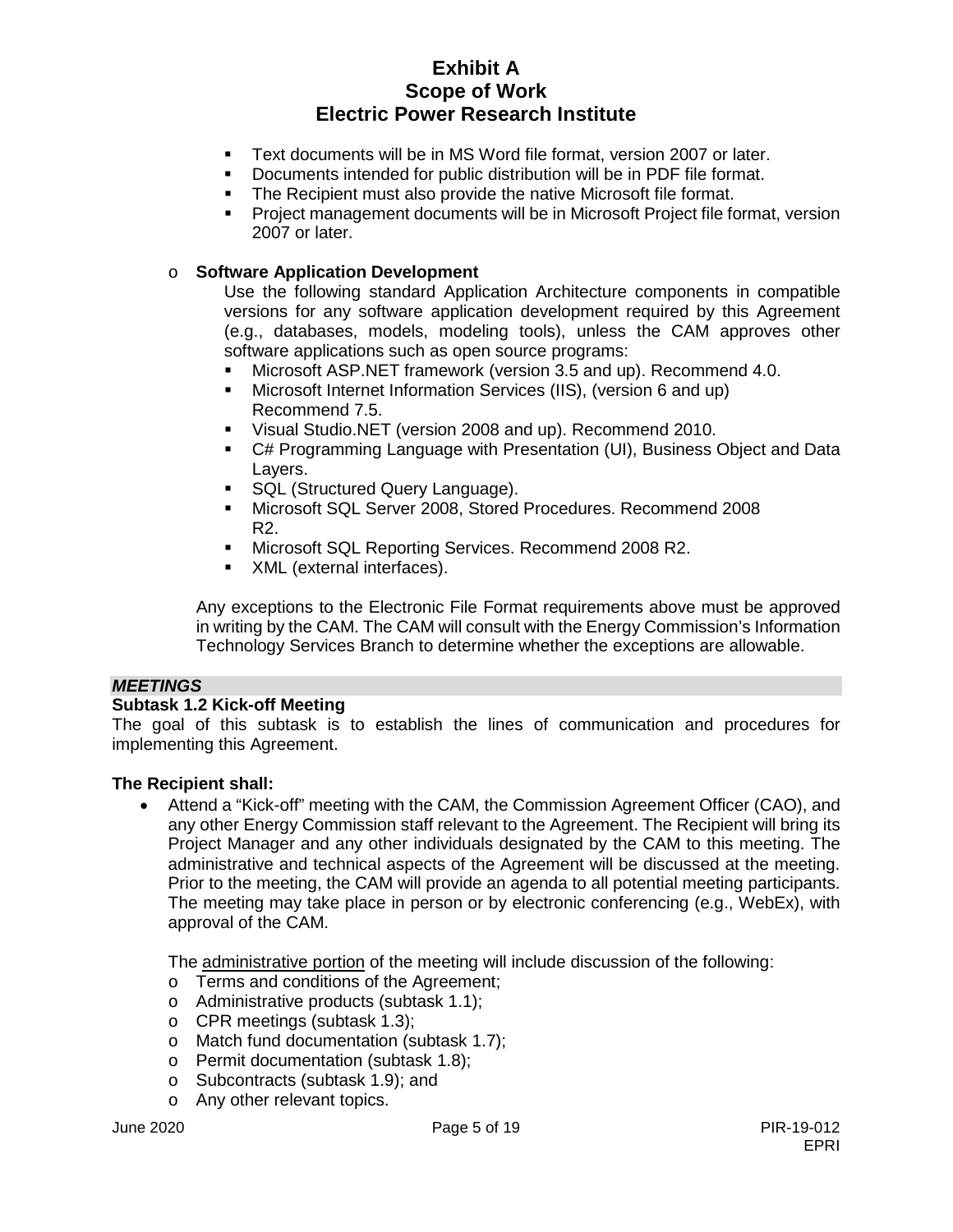- Text documents will be in MS Word file format, version 2007 or later.
- Documents intended for public distribution will be in PDF file format.
- The Recipient must also provide the native Microsoft file format.
- Project management documents will be in Microsoft Project file format, version 2007 or later.

- **Software Application Development**

  Use the following standard Application Architecture components in compatible versions for any software application development required by this Agreement (e.g., databases, models, modeling tools), unless the CAM approves other software applications such as open source programs:
  - Microsoft ASP.NET framework (version 3.5 and up). Recommend 4.0.
  - Microsoft Internet Information Services (IIS), (version 6 and up) Recommend 7.5.
  - Visual Studio.NET (version 2008 and up). Recommend 2010.
  - C# Programming Language with Presentation (UI), Business Object and Data Layers.
  - SQL (Structured Query Language).
  - Microsoft SQL Server 2008, Stored Procedures. Recommend 2008 R2.
  - Microsoft SQL Reporting Services. Recommend 2008 R2.
  - XML (external interfaces).

  Any exceptions to the Electronic File Format requirements above must be approved in writing by the CAM. The CAM will consult with the Energy Commission's Information Technology Services Branch to determine whether the exceptions are allowable.

***MEETINGS***

**Subtask 1.2 Kick-off Meeting**

The goal of this subtask is to establish the lines of communication and procedures for implementing this Agreement.

**The Recipient shall:**

- Attend a "Kick-off" meeting with the CAM, the Commission Agreement Officer (CAO), and any other Energy Commission staff relevant to the Agreement. The Recipient will bring its Project Manager and any other individuals designated by the CAM to this meeting. The administrative and technical aspects of the Agreement will be discussed at the meeting. Prior to the meeting, the CAM will provide an agenda to all potential meeting participants. The meeting may take place in person or by electronic conferencing (e.g., WebEx), with approval of the CAM.

  The administrative portion of the meeting will include discussion of the following:
  - Terms and conditions of the Agreement;
  - Administrative products (subtask 1.1);
  - CPR meetings (subtask 1.3);
  - Match fund documentation (subtask 1.7);
  - Permit documentation (subtask 1.8);
  - Subcontracts (subtask 1.9); and
  - Any other relevant topics.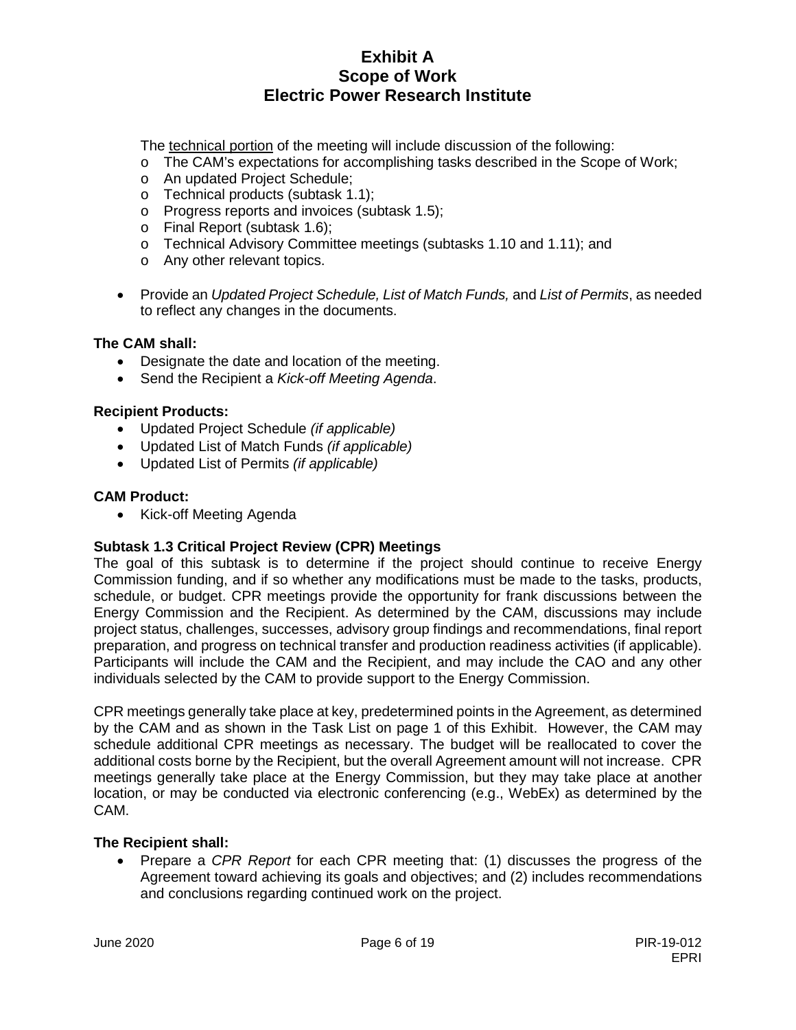The technical portion of the meeting will include discussion of the following:

- The CAM's expectations for accomplishing tasks described in the Scope of Work;
- An updated Project Schedule;
- Technical products (subtask 1.1);
- Progress reports and invoices (subtask 1.5);
- Final Report (subtask 1.6);
- Technical Advisory Committee meetings (subtasks 1.10 and 1.11); and
- Any other relevant topics.

- Provide an *Updated Project Schedule, List of Match Funds,* and *List of Permits*, as needed to reflect any changes in the documents.

**The CAM shall:**

- Designate the date and location of the meeting.
- Send the Recipient a *Kick-off Meeting Agenda*.

**Recipient Products:**

- Updated Project Schedule *(if applicable)*
- Updated List of Match Funds *(if applicable)*
- Updated List of Permits *(if applicable)*

**CAM Product:**

- Kick-off Meeting Agenda

**Subtask 1.3 Critical Project Review (CPR) Meetings**

The goal of this subtask is to determine if the project should continue to receive Energy Commission funding, and if so whether any modifications must be made to the tasks, products, schedule, or budget. CPR meetings provide the opportunity for frank discussions between the Energy Commission and the Recipient. As determined by the CAM, discussions may include project status, challenges, successes, advisory group findings and recommendations, final report preparation, and progress on technical transfer and production readiness activities (if applicable). Participants will include the CAM and the Recipient, and may include the CAO and any other individuals selected by the CAM to provide support to the Energy Commission.

CPR meetings generally take place at key, predetermined points in the Agreement, as determined by the CAM and as shown in the Task List on page 1 of this Exhibit. However, the CAM may schedule additional CPR meetings as necessary. The budget will be reallocated to cover the additional costs borne by the Recipient, but the overall Agreement amount will not increase. CPR meetings generally take place at the Energy Commission, but they may take place at another location, or may be conducted via electronic conferencing (e.g., WebEx) as determined by the CAM.

**The Recipient shall:**

- Prepare a *CPR Report* for each CPR meeting that: (1) discusses the progress of the Agreement toward achieving its goals and objectives; and (2) includes recommendations and conclusions regarding continued work on the project.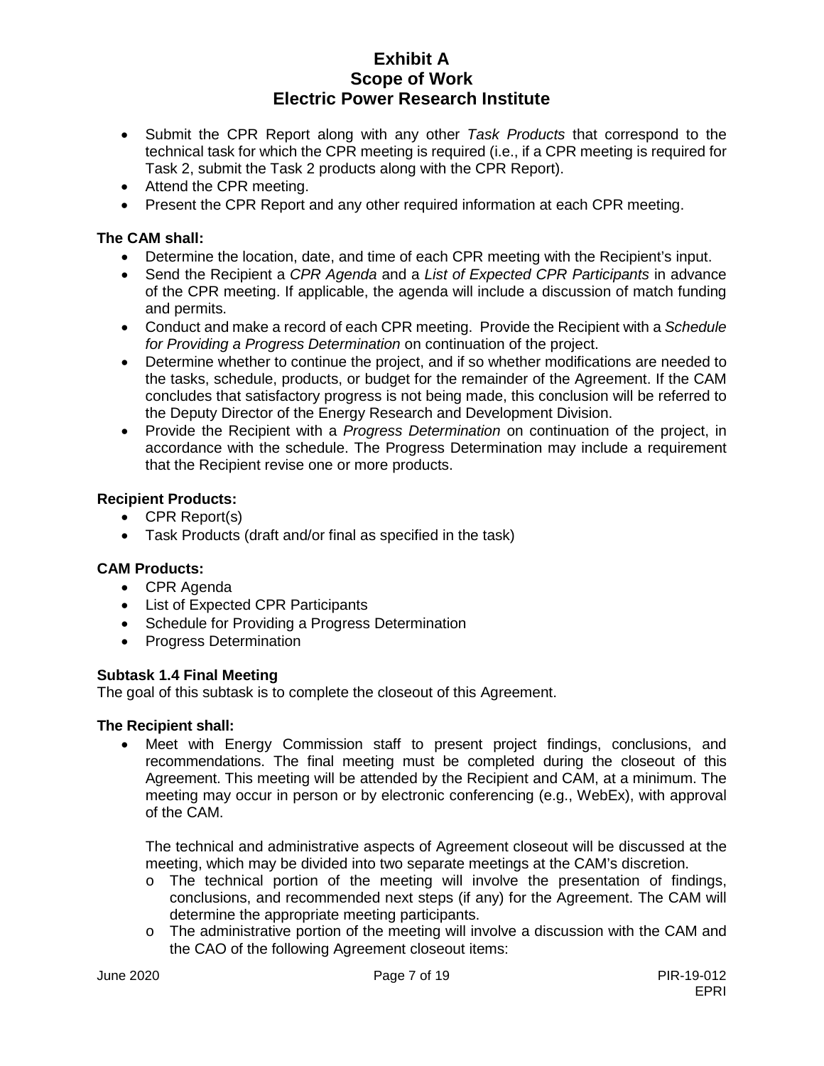- Submit the CPR Report along with any other *Task Products* that correspond to the technical task for which the CPR meeting is required (i.e., if a CPR meeting is required for Task 2, submit the Task 2 products along with the CPR Report).
- Attend the CPR meeting.
- Present the CPR Report and any other required information at each CPR meeting.

**The CAM shall:**

- Determine the location, date, and time of each CPR meeting with the Recipient's input.
- Send the Recipient a *CPR Agenda* and a *List of Expected CPR Participants* in advance of the CPR meeting. If applicable, the agenda will include a discussion of match funding and permits.
- Conduct and make a record of each CPR meeting. Provide the Recipient with a *Schedule for Providing a Progress Determination* on continuation of the project.
- Determine whether to continue the project, and if so whether modifications are needed to the tasks, schedule, products, or budget for the remainder of the Agreement. If the CAM concludes that satisfactory progress is not being made, this conclusion will be referred to the Deputy Director of the Energy Research and Development Division.
- Provide the Recipient with a *Progress Determination* on continuation of the project, in accordance with the schedule. The Progress Determination may include a requirement that the Recipient revise one or more products.

**Recipient Products:**

- CPR Report(s)
- Task Products (draft and/or final as specified in the task)

**CAM Products:**

- CPR Agenda
- List of Expected CPR Participants
- Schedule for Providing a Progress Determination
- Progress Determination

### Subtask 1.4 Final Meeting

The goal of this subtask is to complete the closeout of this Agreement.

**The Recipient shall:**

- Meet with Energy Commission staff to present project findings, conclusions, and recommendations. The final meeting must be completed during the closeout of this Agreement. This meeting will be attended by the Recipient and CAM, at a minimum. The meeting may occur in person or by electronic conferencing (e.g., WebEx), with approval of the CAM.

  The technical and administrative aspects of Agreement closeout will be discussed at the meeting, which may be divided into two separate meetings at the CAM's discretion.

  - The technical portion of the meeting will involve the presentation of findings, conclusions, and recommended next steps (if any) for the Agreement. The CAM will determine the appropriate meeting participants.
  - The administrative portion of the meeting will involve a discussion with the CAM and the CAO of the following Agreement closeout items: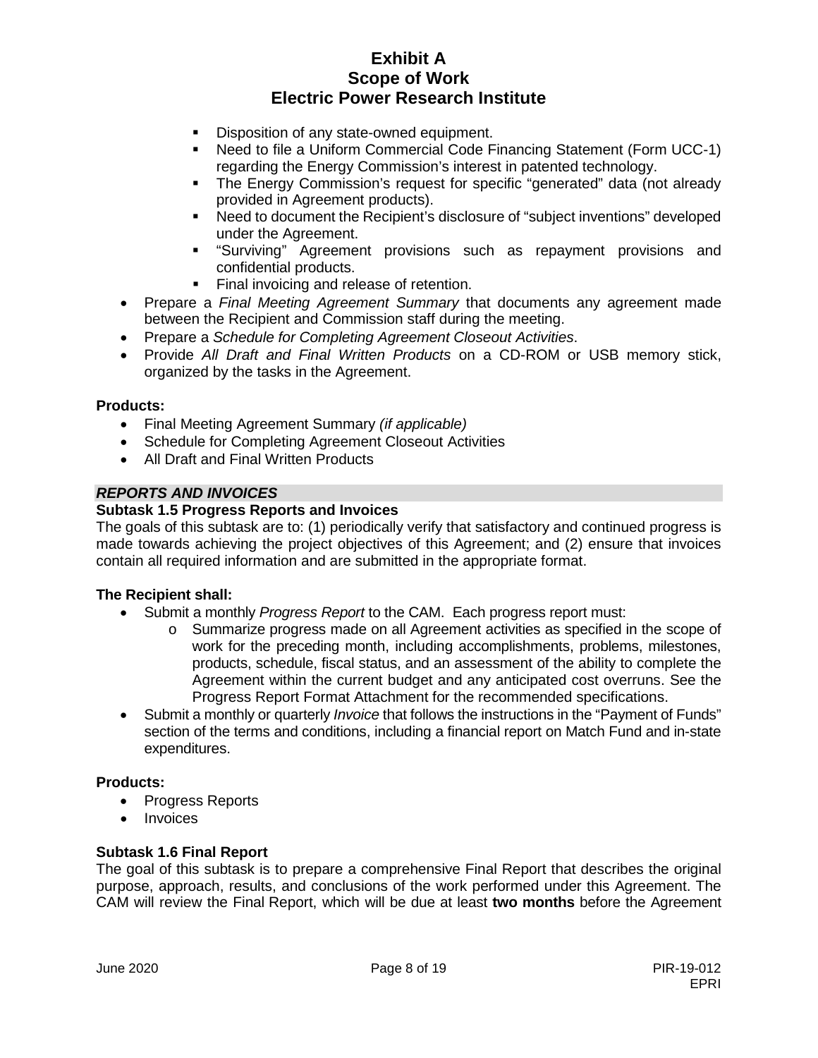- Disposition of any state-owned equipment.
- Need to file a Uniform Commercial Code Financing Statement (Form UCC-1) regarding the Energy Commission's interest in patented technology.
- The Energy Commission's request for specific "generated" data (not already provided in Agreement products).
- Need to document the Recipient's disclosure of "subject inventions" developed under the Agreement.
- "Surviving" Agreement provisions such as repayment provisions and confidential products.
- Final invoicing and release of retention.

- Prepare a *Final Meeting Agreement Summary* that documents any agreement made between the Recipient and Commission staff during the meeting.
- Prepare a *Schedule for Completing Agreement Closeout Activities*.
- Provide *All Draft and Final Written Products* on a CD-ROM or USB memory stick, organized by the tasks in the Agreement.

**Products:**

- Final Meeting Agreement Summary *(if applicable)*
- Schedule for Completing Agreement Closeout Activities
- All Draft and Final Written Products

***REPORTS AND INVOICES***

**Subtask 1.5 Progress Reports and Invoices**

The goals of this subtask are to: (1) periodically verify that satisfactory and continued progress is made towards achieving the project objectives of this Agreement; and (2) ensure that invoices contain all required information and are submitted in the appropriate format.

**The Recipient shall:**

- Submit a monthly *Progress Report* to the CAM. Each progress report must:
  - Summarize progress made on all Agreement activities as specified in the scope of work for the preceding month, including accomplishments, problems, milestones, products, schedule, fiscal status, and an assessment of the ability to complete the Agreement within the current budget and any anticipated cost overruns. See the Progress Report Format Attachment for the recommended specifications.
- Submit a monthly or quarterly *Invoice* that follows the instructions in the "Payment of Funds" section of the terms and conditions, including a financial report on Match Fund and in-state expenditures.

**Products:**

- Progress Reports
- Invoices

**Subtask 1.6 Final Report**

The goal of this subtask is to prepare a comprehensive Final Report that describes the original purpose, approach, results, and conclusions of the work performed under this Agreement. The CAM will review the Final Report, which will be due at least **two months** before the Agreement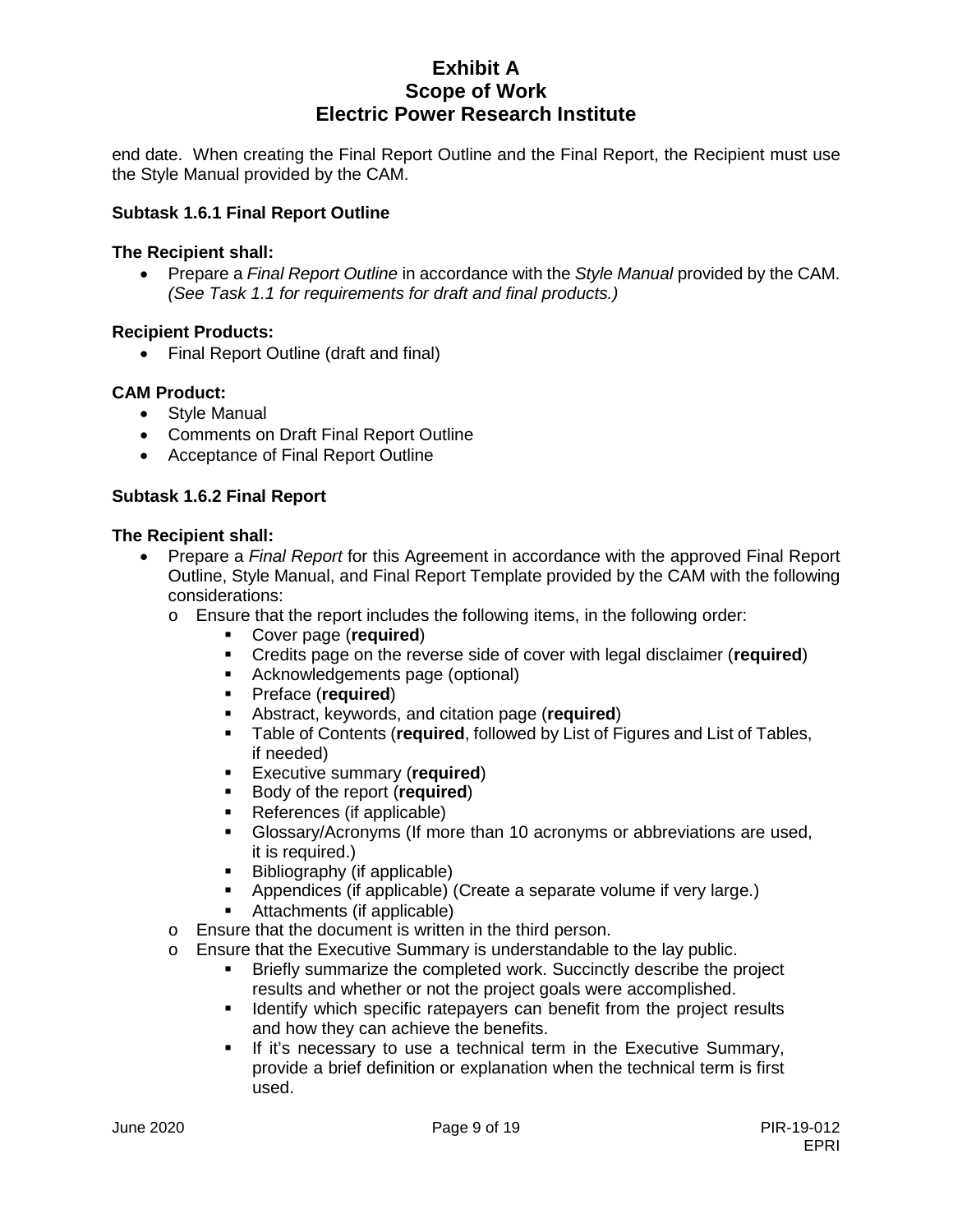end date. When creating the Final Report Outline and the Final Report, the Recipient must use the Style Manual provided by the CAM.

### Subtask 1.6.1 Final Report Outline

**The Recipient shall:**

- Prepare a *Final Report Outline* in accordance with the *Style Manual* provided by the CAM. *(See Task 1.1 for requirements for draft and final products.)*

**Recipient Products:**

- Final Report Outline (draft and final)

**CAM Product:**

- Style Manual
- Comments on Draft Final Report Outline
- Acceptance of Final Report Outline

### Subtask 1.6.2 Final Report

**The Recipient shall:**

- Prepare a *Final Report* for this Agreement in accordance with the approved Final Report Outline, Style Manual, and Final Report Template provided by the CAM with the following considerations:
  - Ensure that the report includes the following items, in the following order:
    - Cover page (**required**)
    - Credits page on the reverse side of cover with legal disclaimer (**required**)
    - Acknowledgements page (optional)
    - Preface (**required**)
    - Abstract, keywords, and citation page (**required**)
    - Table of Contents (**required**, followed by List of Figures and List of Tables, if needed)
    - Executive summary (**required**)
    - Body of the report (**required**)
    - References (if applicable)
    - Glossary/Acronyms (If more than 10 acronyms or abbreviations are used, it is required.)
    - Bibliography (if applicable)
    - Appendices (if applicable) (Create a separate volume if very large.)
    - Attachments (if applicable)
  - Ensure that the document is written in the third person.
  - Ensure that the Executive Summary is understandable to the lay public.
    - Briefly summarize the completed work. Succinctly describe the project results and whether or not the project goals were accomplished.
    - Identify which specific ratepayers can benefit from the project results and how they can achieve the benefits.
    - If it's necessary to use a technical term in the Executive Summary, provide a brief definition or explanation when the technical term is first used.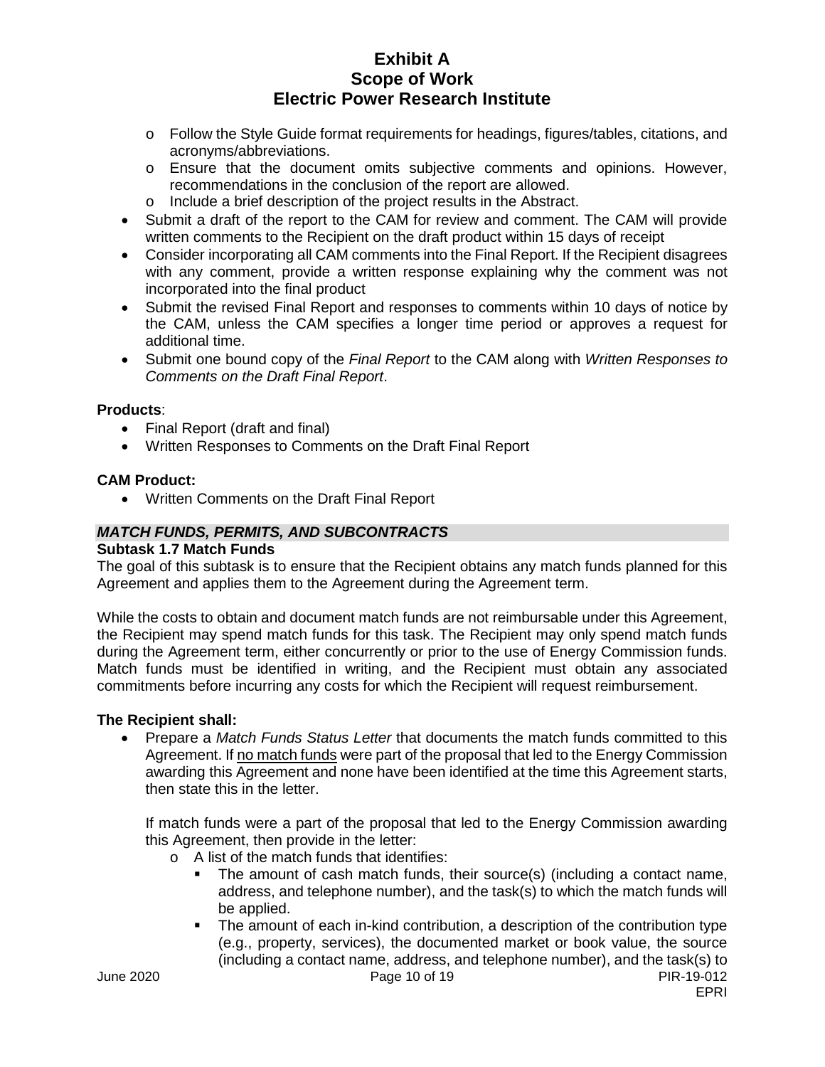- Follow the Style Guide format requirements for headings, figures/tables, citations, and acronyms/abbreviations.
  - Ensure that the document omits subjective comments and opinions. However, recommendations in the conclusion of the report are allowed.
  - Include a brief description of the project results in the Abstract.
- Submit a draft of the report to the CAM for review and comment. The CAM will provide written comments to the Recipient on the draft product within 15 days of receipt
- Consider incorporating all CAM comments into the Final Report. If the Recipient disagrees with any comment, provide a written response explaining why the comment was not incorporated into the final product
- Submit the revised Final Report and responses to comments within 10 days of notice by the CAM, unless the CAM specifies a longer time period or approves a request for additional time.
- Submit one bound copy of the *Final Report* to the CAM along with *Written Responses to Comments on the Draft Final Report*.

**Products**:

- Final Report (draft and final)
- Written Responses to Comments on the Draft Final Report

**CAM Product:**

- Written Comments on the Draft Final Report

### *MATCH FUNDS, PERMITS, AND SUBCONTRACTS*

**Subtask 1.7 Match Funds**

The goal of this subtask is to ensure that the Recipient obtains any match funds planned for this Agreement and applies them to the Agreement during the Agreement term.

While the costs to obtain and document match funds are not reimbursable under this Agreement, the Recipient may spend match funds for this task. The Recipient may only spend match funds during the Agreement term, either concurrently or prior to the use of Energy Commission funds. Match funds must be identified in writing, and the Recipient must obtain any associated commitments before incurring any costs for which the Recipient will request reimbursement.

**The Recipient shall:**

- Prepare a *Match Funds Status Letter* that documents the match funds committed to this Agreement. If no match funds were part of the proposal that led to the Energy Commission awarding this Agreement and none have been identified at the time this Agreement starts, then state this in the letter.

  If match funds were a part of the proposal that led to the Energy Commission awarding this Agreement, then provide in the letter:
  - A list of the match funds that identifies:
    - The amount of cash match funds, their source(s) (including a contact name, address, and telephone number), and the task(s) to which the match funds will be applied.
    - The amount of each in-kind contribution, a description of the contribution type (e.g., property, services), the documented market or book value, the source (including a contact name, address, and telephone number), and the task(s) to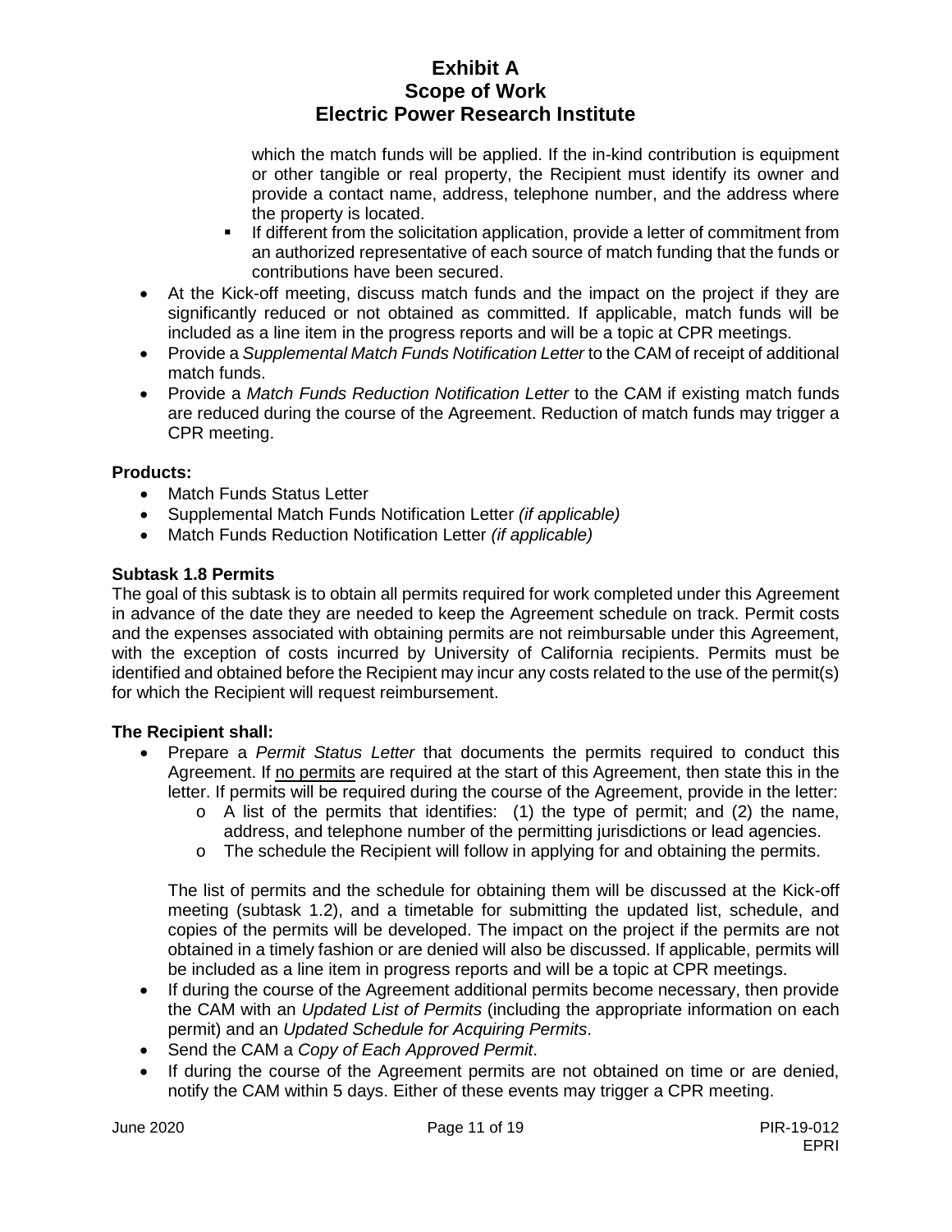which the match funds will be applied. If the in-kind contribution is equipment or other tangible or real property, the Recipient must identify its owner and provide a contact name, address, telephone number, and the address where the property is located.
    - If different from the solicitation application, provide a letter of commitment from an authorized representative of each source of match funding that the funds or contributions have been secured.
- At the Kick-off meeting, discuss match funds and the impact on the project if they are significantly reduced or not obtained as committed. If applicable, match funds will be included as a line item in the progress reports and will be a topic at CPR meetings.
- Provide a *Supplemental Match Funds Notification Letter* to the CAM of receipt of additional match funds.
- Provide a *Match Funds Reduction Notification Letter* to the CAM if existing match funds are reduced during the course of the Agreement. Reduction of match funds may trigger a CPR meeting.

**Products:**

- Match Funds Status Letter
- Supplemental Match Funds Notification Letter *(if applicable)*
- Match Funds Reduction Notification Letter *(if applicable)*

**Subtask 1.8 Permits**

The goal of this subtask is to obtain all permits required for work completed under this Agreement in advance of the date they are needed to keep the Agreement schedule on track. Permit costs and the expenses associated with obtaining permits are not reimbursable under this Agreement, with the exception of costs incurred by University of California recipients. Permits must be identified and obtained before the Recipient may incur any costs related to the use of the permit(s) for which the Recipient will request reimbursement.

**The Recipient shall:**

- Prepare a *Permit Status Letter* that documents the permits required to conduct this Agreement. If <u>no permits</u> are required at the start of this Agreement, then state this in the letter. If permits will be required during the course of the Agreement, provide in the letter:
    - A list of the permits that identifies: (1) the type of permit; and (2) the name, address, and telephone number of the permitting jurisdictions or lead agencies.
    - The schedule the Recipient will follow in applying for and obtaining the permits.

  The list of permits and the schedule for obtaining them will be discussed at the Kick-off meeting (subtask 1.2), and a timetable for submitting the updated list, schedule, and copies of the permits will be developed. The impact on the project if the permits are not obtained in a timely fashion or are denied will also be discussed. If applicable, permits will be included as a line item in progress reports and will be a topic at CPR meetings.
- If during the course of the Agreement additional permits become necessary, then provide the CAM with an *Updated List of Permits* (including the appropriate information on each permit) and an *Updated Schedule for Acquiring Permits*.
- Send the CAM a *Copy of Each Approved Permit*.
- If during the course of the Agreement permits are not obtained on time or are denied, notify the CAM within 5 days. Either of these events may trigger a CPR meeting.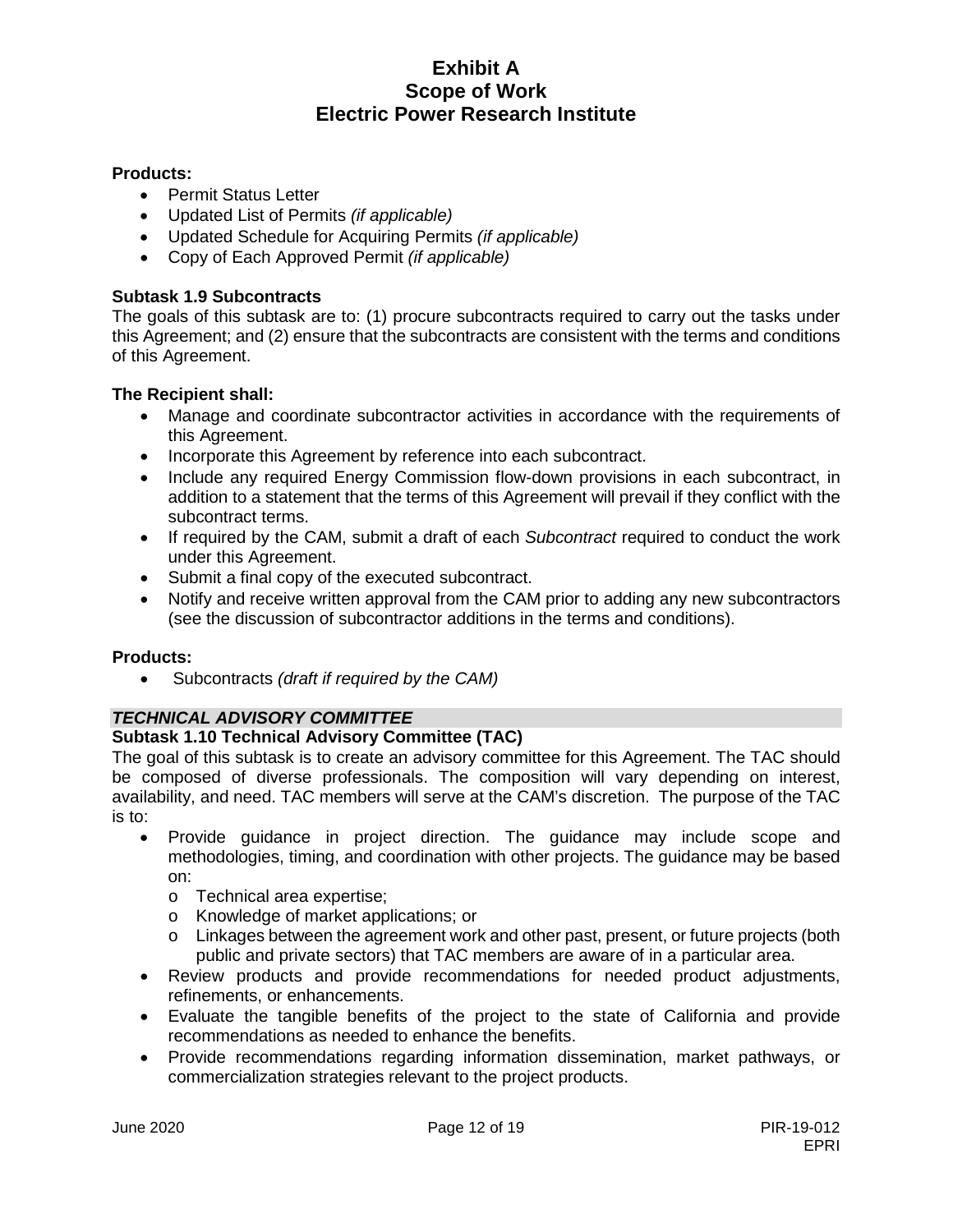**Products:**

- Permit Status Letter
- Updated List of Permits *(if applicable)*
- Updated Schedule for Acquiring Permits *(if applicable)*
- Copy of Each Approved Permit *(if applicable)*

**Subtask 1.9 Subcontracts**

The goals of this subtask are to: (1) procure subcontracts required to carry out the tasks under this Agreement; and (2) ensure that the subcontracts are consistent with the terms and conditions of this Agreement.

**The Recipient shall:**

- Manage and coordinate subcontractor activities in accordance with the requirements of this Agreement.
- Incorporate this Agreement by reference into each subcontract.
- Include any required Energy Commission flow-down provisions in each subcontract, in addition to a statement that the terms of this Agreement will prevail if they conflict with the subcontract terms.
- If required by the CAM, submit a draft of each *Subcontract* required to conduct the work under this Agreement.
- Submit a final copy of the executed subcontract.
- Notify and receive written approval from the CAM prior to adding any new subcontractors (see the discussion of subcontractor additions in the terms and conditions).

**Products:**

- Subcontracts *(draft if required by the CAM)*

***TECHNICAL ADVISORY COMMITTEE***

**Subtask 1.10 Technical Advisory Committee (TAC)**

The goal of this subtask is to create an advisory committee for this Agreement. The TAC should be composed of diverse professionals. The composition will vary depending on interest, availability, and need. TAC members will serve at the CAM's discretion. The purpose of the TAC is to:

- Provide guidance in project direction. The guidance may include scope and methodologies, timing, and coordination with other projects. The guidance may be based on:
  - Technical area expertise;
  - Knowledge of market applications; or
  - Linkages between the agreement work and other past, present, or future projects (both public and private sectors) that TAC members are aware of in a particular area.
- Review products and provide recommendations for needed product adjustments, refinements, or enhancements.
- Evaluate the tangible benefits of the project to the state of California and provide recommendations as needed to enhance the benefits.
- Provide recommendations regarding information dissemination, market pathways, or commercialization strategies relevant to the project products.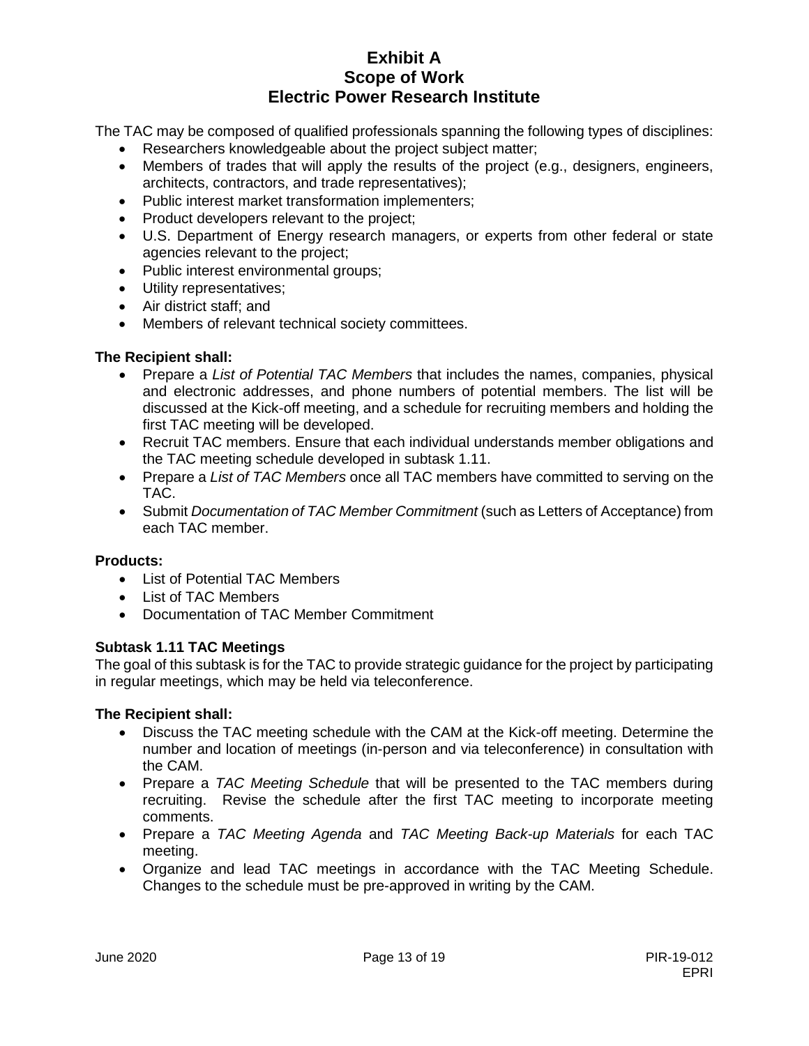The TAC may be composed of qualified professionals spanning the following types of disciplines:

- Researchers knowledgeable about the project subject matter;
- Members of trades that will apply the results of the project (e.g., designers, engineers, architects, contractors, and trade representatives);
- Public interest market transformation implementers;
- Product developers relevant to the project;
- U.S. Department of Energy research managers, or experts from other federal or state agencies relevant to the project;
- Public interest environmental groups;
- Utility representatives;
- Air district staff; and
- Members of relevant technical society committees.

**The Recipient shall:**

- Prepare a *List of Potential TAC Members* that includes the names, companies, physical and electronic addresses, and phone numbers of potential members. The list will be discussed at the Kick-off meeting, and a schedule for recruiting members and holding the first TAC meeting will be developed.
- Recruit TAC members. Ensure that each individual understands member obligations and the TAC meeting schedule developed in subtask 1.11.
- Prepare a *List of TAC Members* once all TAC members have committed to serving on the TAC.
- Submit *Documentation of TAC Member Commitment* (such as Letters of Acceptance) from each TAC member.

**Products:**

- List of Potential TAC Members
- List of TAC Members
- Documentation of TAC Member Commitment

### Subtask 1.11 TAC Meetings

The goal of this subtask is for the TAC to provide strategic guidance for the project by participating in regular meetings, which may be held via teleconference.

**The Recipient shall:**

- Discuss the TAC meeting schedule with the CAM at the Kick-off meeting. Determine the number and location of meetings (in-person and via teleconference) in consultation with the CAM.
- Prepare a *TAC Meeting Schedule* that will be presented to the TAC members during recruiting. Revise the schedule after the first TAC meeting to incorporate meeting comments.
- Prepare a *TAC Meeting Agenda* and *TAC Meeting Back-up Materials* for each TAC meeting.
- Organize and lead TAC meetings in accordance with the TAC Meeting Schedule. Changes to the schedule must be pre-approved in writing by the CAM.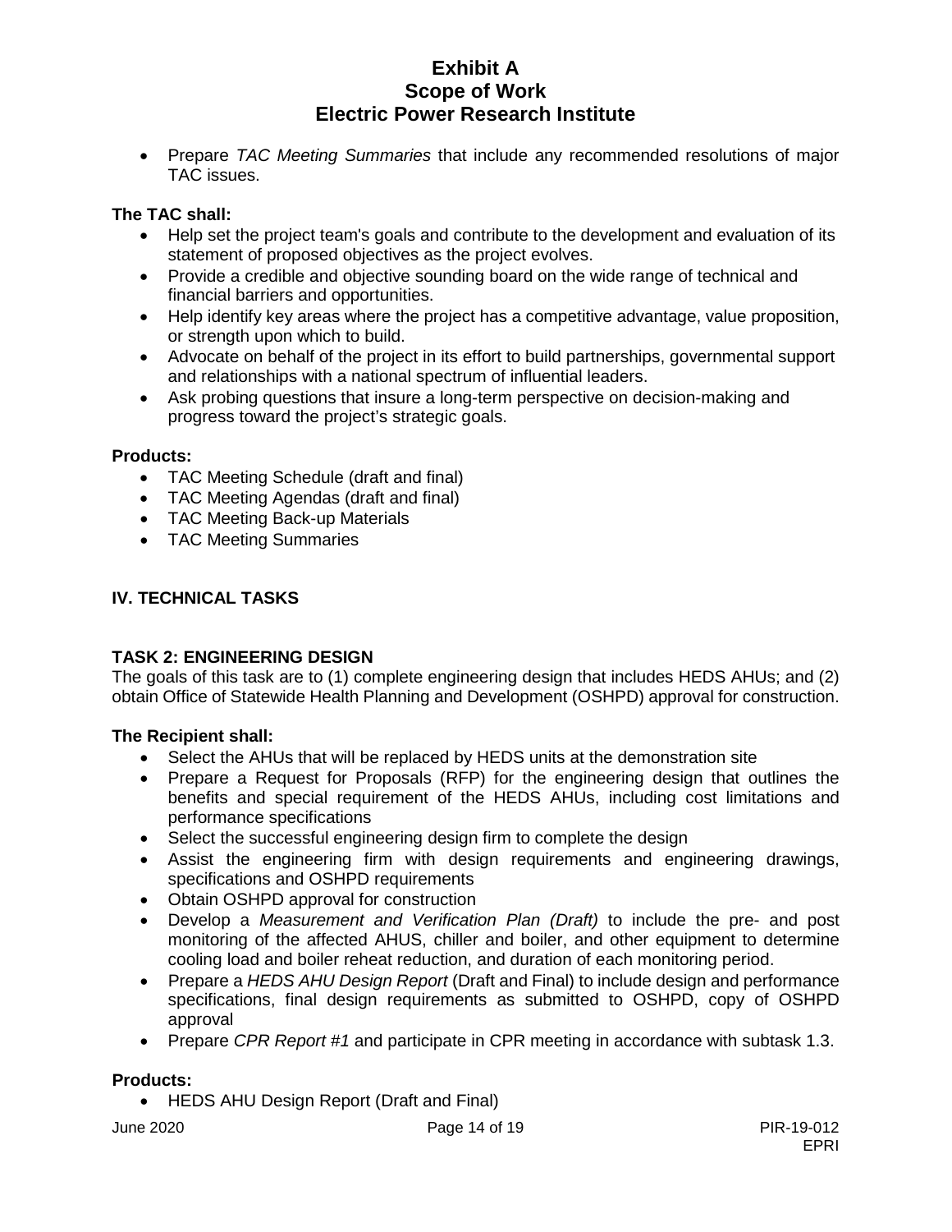- Prepare *TAC Meeting Summaries* that include any recommended resolutions of major TAC issues.

**The TAC shall:**

- Help set the project team's goals and contribute to the development and evaluation of its statement of proposed objectives as the project evolves.
- Provide a credible and objective sounding board on the wide range of technical and financial barriers and opportunities.
- Help identify key areas where the project has a competitive advantage, value proposition, or strength upon which to build.
- Advocate on behalf of the project in its effort to build partnerships, governmental support and relationships with a national spectrum of influential leaders.
- Ask probing questions that insure a long-term perspective on decision-making and progress toward the project's strategic goals.

**Products:**

- TAC Meeting Schedule (draft and final)
- TAC Meeting Agendas (draft and final)
- TAC Meeting Back-up Materials
- TAC Meeting Summaries

## IV. TECHNICAL TASKS

### TASK 2: ENGINEERING DESIGN

The goals of this task are to (1) complete engineering design that includes HEDS AHUs; and (2) obtain Office of Statewide Health Planning and Development (OSHPD) approval for construction.

**The Recipient shall:**

- Select the AHUs that will be replaced by HEDS units at the demonstration site
- Prepare a Request for Proposals (RFP) for the engineering design that outlines the benefits and special requirement of the HEDS AHUs, including cost limitations and performance specifications
- Select the successful engineering design firm to complete the design
- Assist the engineering firm with design requirements and engineering drawings, specifications and OSHPD requirements
- Obtain OSHPD approval for construction
- Develop a *Measurement and Verification Plan (Draft)* to include the pre- and post monitoring of the affected AHUS, chiller and boiler, and other equipment to determine cooling load and boiler reheat reduction, and duration of each monitoring period.
- Prepare a *HEDS AHU Design Report* (Draft and Final) to include design and performance specifications, final design requirements as submitted to OSHPD, copy of OSHPD approval
- Prepare *CPR Report #1* and participate in CPR meeting in accordance with subtask 1.3.

**Products:**

- HEDS AHU Design Report (Draft and Final)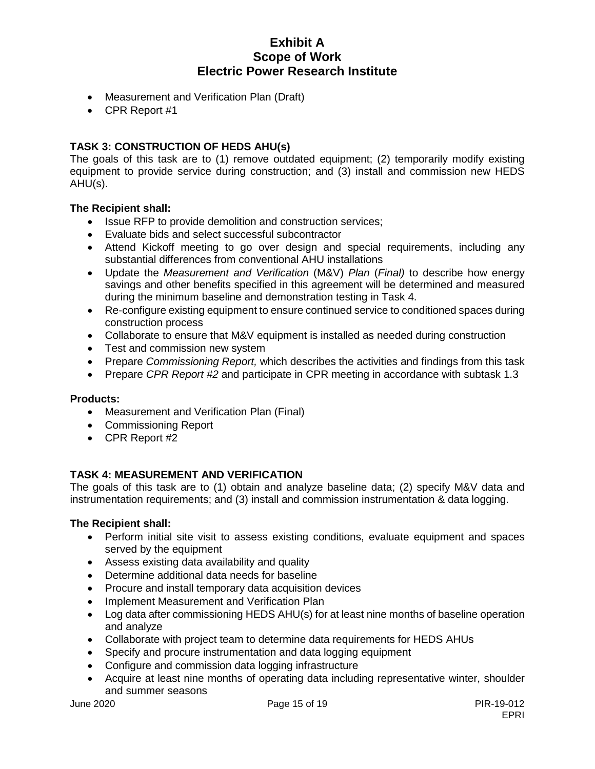- Measurement and Verification Plan (Draft)
- CPR Report #1

## TASK 3: CONSTRUCTION OF HEDS AHU(s)

The goals of this task are to (1) remove outdated equipment; (2) temporarily modify existing equipment to provide service during construction; and (3) install and commission new HEDS AHU(s).

**The Recipient shall:**

- Issue RFP to provide demolition and construction services;
- Evaluate bids and select successful subcontractor
- Attend Kickoff meeting to go over design and special requirements, including any substantial differences from conventional AHU installations
- Update the *Measurement and Verification* (M&V) *Plan* (*Final)* to describe how energy savings and other benefits specified in this agreement will be determined and measured during the minimum baseline and demonstration testing in Task 4.
- Re-configure existing equipment to ensure continued service to conditioned spaces during construction process
- Collaborate to ensure that M&V equipment is installed as needed during construction
- Test and commission new system
- Prepare *Commissioning Report,* which describes the activities and findings from this task
- Prepare *CPR Report #2* and participate in CPR meeting in accordance with subtask 1.3

**Products:**

- Measurement and Verification Plan (Final)
- Commissioning Report
- CPR Report #2

## TASK 4: MEASUREMENT AND VERIFICATION

The goals of this task are to (1) obtain and analyze baseline data; (2) specify M&V data and instrumentation requirements; and (3) install and commission instrumentation & data logging.

**The Recipient shall:**

- Perform initial site visit to assess existing conditions, evaluate equipment and spaces served by the equipment
- Assess existing data availability and quality
- Determine additional data needs for baseline
- Procure and install temporary data acquisition devices
- Implement Measurement and Verification Plan
- Log data after commissioning HEDS AHU(s) for at least nine months of baseline operation and analyze
- Collaborate with project team to determine data requirements for HEDS AHUs
- Specify and procure instrumentation and data logging equipment
- Configure and commission data logging infrastructure
- Acquire at least nine months of operating data including representative winter, shoulder and summer seasons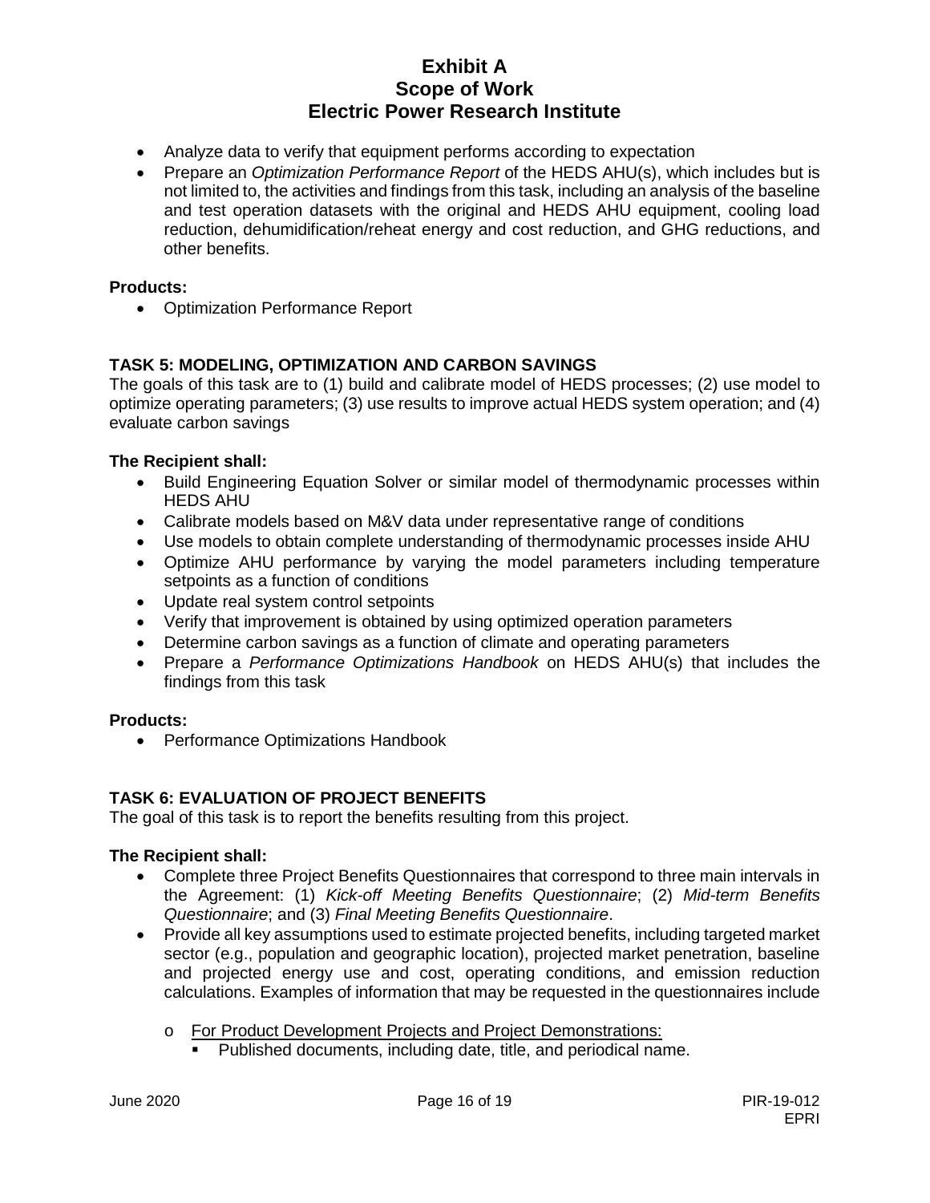- Analyze data to verify that equipment performs according to expectation
- Prepare an *Optimization Performance Report* of the HEDS AHU(s), which includes but is not limited to, the activities and findings from this task, including an analysis of the baseline and test operation datasets with the original and HEDS AHU equipment, cooling load reduction, dehumidification/reheat energy and cost reduction, and GHG reductions, and other benefits.

**Products:**

- Optimization Performance Report

### TASK 5: MODELING, OPTIMIZATION AND CARBON SAVINGS

The goals of this task are to (1) build and calibrate model of HEDS processes; (2) use model to optimize operating parameters; (3) use results to improve actual HEDS system operation; and (4) evaluate carbon savings

**The Recipient shall:**

- Build Engineering Equation Solver or similar model of thermodynamic processes within HEDS AHU
- Calibrate models based on M&V data under representative range of conditions
- Use models to obtain complete understanding of thermodynamic processes inside AHU
- Optimize AHU performance by varying the model parameters including temperature setpoints as a function of conditions
- Update real system control setpoints
- Verify that improvement is obtained by using optimized operation parameters
- Determine carbon savings as a function of climate and operating parameters
- Prepare a *Performance Optimizations Handbook* on HEDS AHU(s) that includes the findings from this task

**Products:**

- Performance Optimizations Handbook

### TASK 6: EVALUATION OF PROJECT BENEFITS

The goal of this task is to report the benefits resulting from this project.

**The Recipient shall:**

- Complete three Project Benefits Questionnaires that correspond to three main intervals in the Agreement: (1) *Kick-off Meeting Benefits Questionnaire*; (2) *Mid-term Benefits Questionnaire*; and (3) *Final Meeting Benefits Questionnaire*.
- Provide all key assumptions used to estimate projected benefits, including targeted market sector (e.g., population and geographic location), projected market penetration, baseline and projected energy use and cost, operating conditions, and emission reduction calculations. Examples of information that may be requested in the questionnaires include
  - <u>For Product Development Projects and Project Demonstrations:</u>
    - Published documents, including date, title, and periodical name.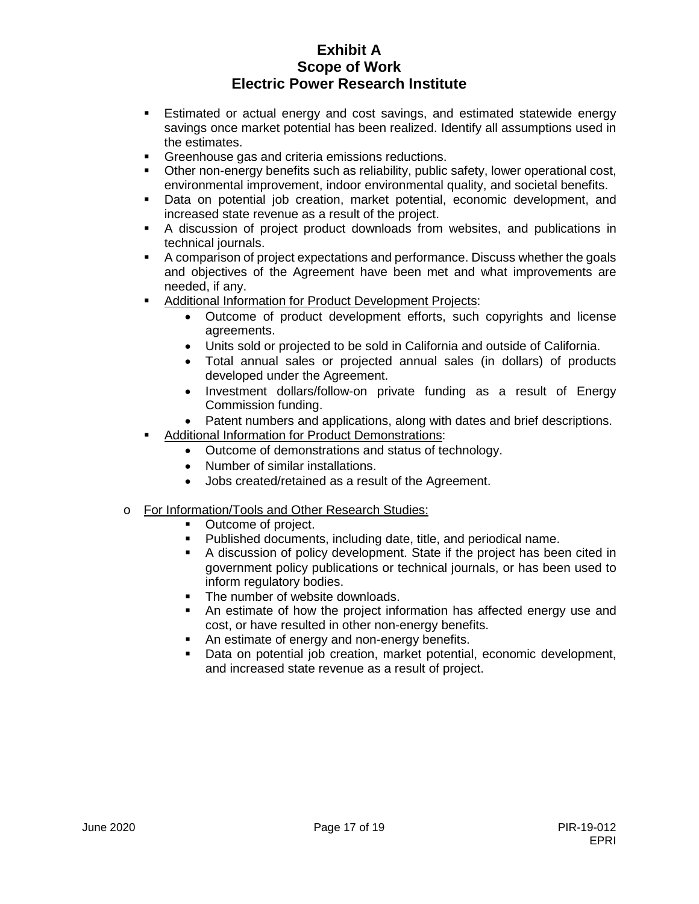- Estimated or actual energy and cost savings, and estimated statewide energy savings once market potential has been realized. Identify all assumptions used in the estimates.
- Greenhouse gas and criteria emissions reductions.
- Other non-energy benefits such as reliability, public safety, lower operational cost, environmental improvement, indoor environmental quality, and societal benefits.
- Data on potential job creation, market potential, economic development, and increased state revenue as a result of the project.
- A discussion of project product downloads from websites, and publications in technical journals.
- A comparison of project expectations and performance. Discuss whether the goals and objectives of the Agreement have been met and what improvements are needed, if any.
- Additional Information for Product Development Projects:
  - Outcome of product development efforts, such copyrights and license agreements.
  - Units sold or projected to be sold in California and outside of California.
  - Total annual sales or projected annual sales (in dollars) of products developed under the Agreement.
  - Investment dollars/follow-on private funding as a result of Energy Commission funding.
  - Patent numbers and applications, along with dates and brief descriptions.
- Additional Information for Product Demonstrations:
  - Outcome of demonstrations and status of technology.
  - Number of similar installations.
  - Jobs created/retained as a result of the Agreement.

- For Information/Tools and Other Research Studies:
  - Outcome of project.
  - Published documents, including date, title, and periodical name.
  - A discussion of policy development. State if the project has been cited in government policy publications or technical journals, or has been used to inform regulatory bodies.
  - The number of website downloads.
  - An estimate of how the project information has affected energy use and cost, or have resulted in other non-energy benefits.
  - An estimate of energy and non-energy benefits.
  - Data on potential job creation, market potential, economic development, and increased state revenue as a result of project.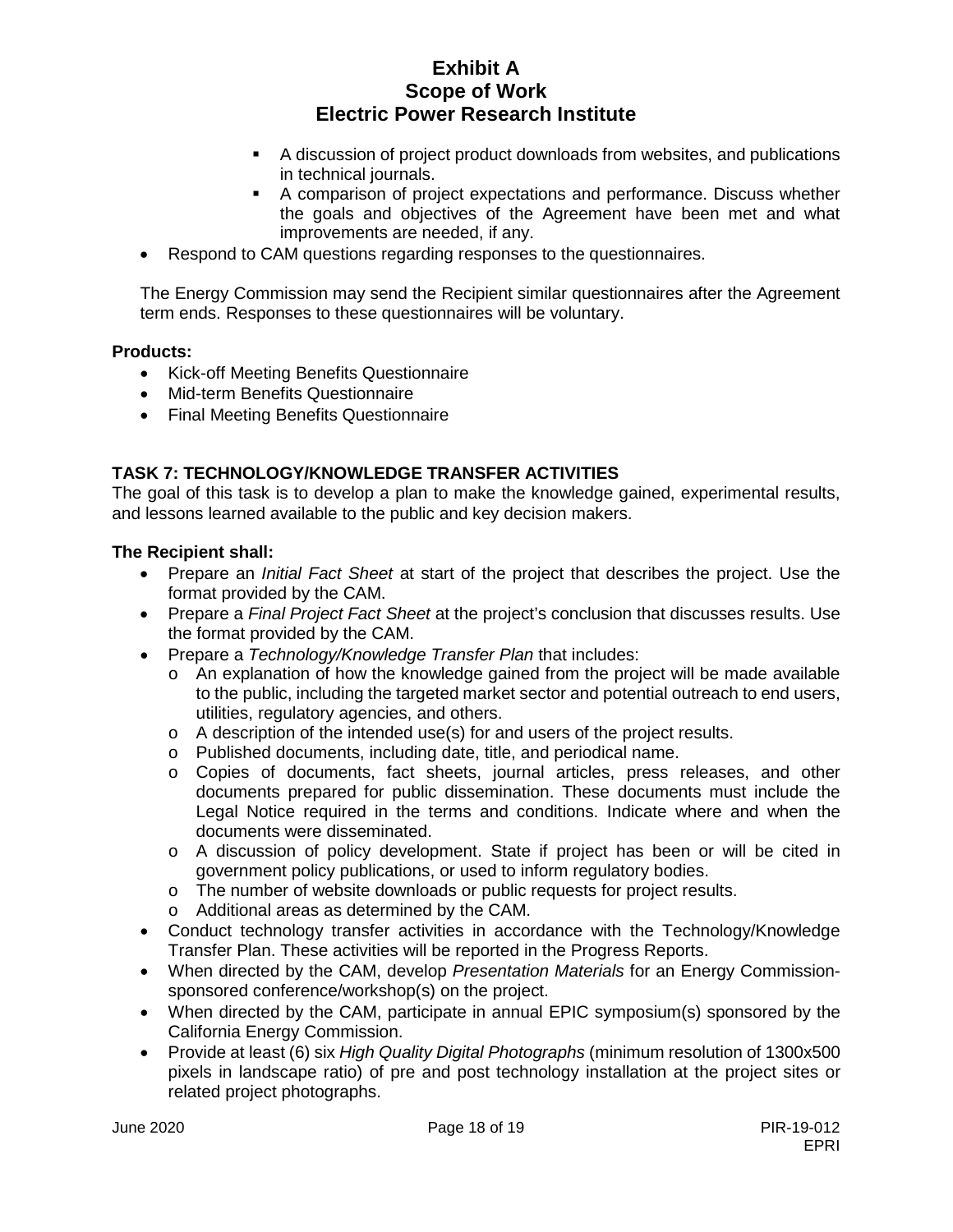- A discussion of project product downloads from websites, and publications in technical journals.
    - A comparison of project expectations and performance. Discuss whether the goals and objectives of the Agreement have been met and what improvements are needed, if any.
- Respond to CAM questions regarding responses to the questionnaires.

The Energy Commission may send the Recipient similar questionnaires after the Agreement term ends. Responses to these questionnaires will be voluntary.

**Products:**

- Kick-off Meeting Benefits Questionnaire
- Mid-term Benefits Questionnaire
- Final Meeting Benefits Questionnaire

## TASK 7: TECHNOLOGY/KNOWLEDGE TRANSFER ACTIVITIES

The goal of this task is to develop a plan to make the knowledge gained, experimental results, and lessons learned available to the public and key decision makers.

**The Recipient shall:**

- Prepare an *Initial Fact Sheet* at start of the project that describes the project. Use the format provided by the CAM.
- Prepare a *Final Project Fact Sheet* at the project's conclusion that discusses results. Use the format provided by the CAM.
- Prepare a *Technology/Knowledge Transfer Plan* that includes:
    - An explanation of how the knowledge gained from the project will be made available to the public, including the targeted market sector and potential outreach to end users, utilities, regulatory agencies, and others.
    - A description of the intended use(s) for and users of the project results.
    - Published documents, including date, title, and periodical name.
    - Copies of documents, fact sheets, journal articles, press releases, and other documents prepared for public dissemination. These documents must include the Legal Notice required in the terms and conditions. Indicate where and when the documents were disseminated.
    - A discussion of policy development. State if project has been or will be cited in government policy publications, or used to inform regulatory bodies.
    - The number of website downloads or public requests for project results.
    - Additional areas as determined by the CAM.
- Conduct technology transfer activities in accordance with the Technology/Knowledge Transfer Plan. These activities will be reported in the Progress Reports.
- When directed by the CAM, develop *Presentation Materials* for an Energy Commission-sponsored conference/workshop(s) on the project.
- When directed by the CAM, participate in annual EPIC symposium(s) sponsored by the California Energy Commission.
- Provide at least (6) six *High Quality Digital Photographs* (minimum resolution of 1300x500 pixels in landscape ratio) of pre and post technology installation at the project sites or related project photographs.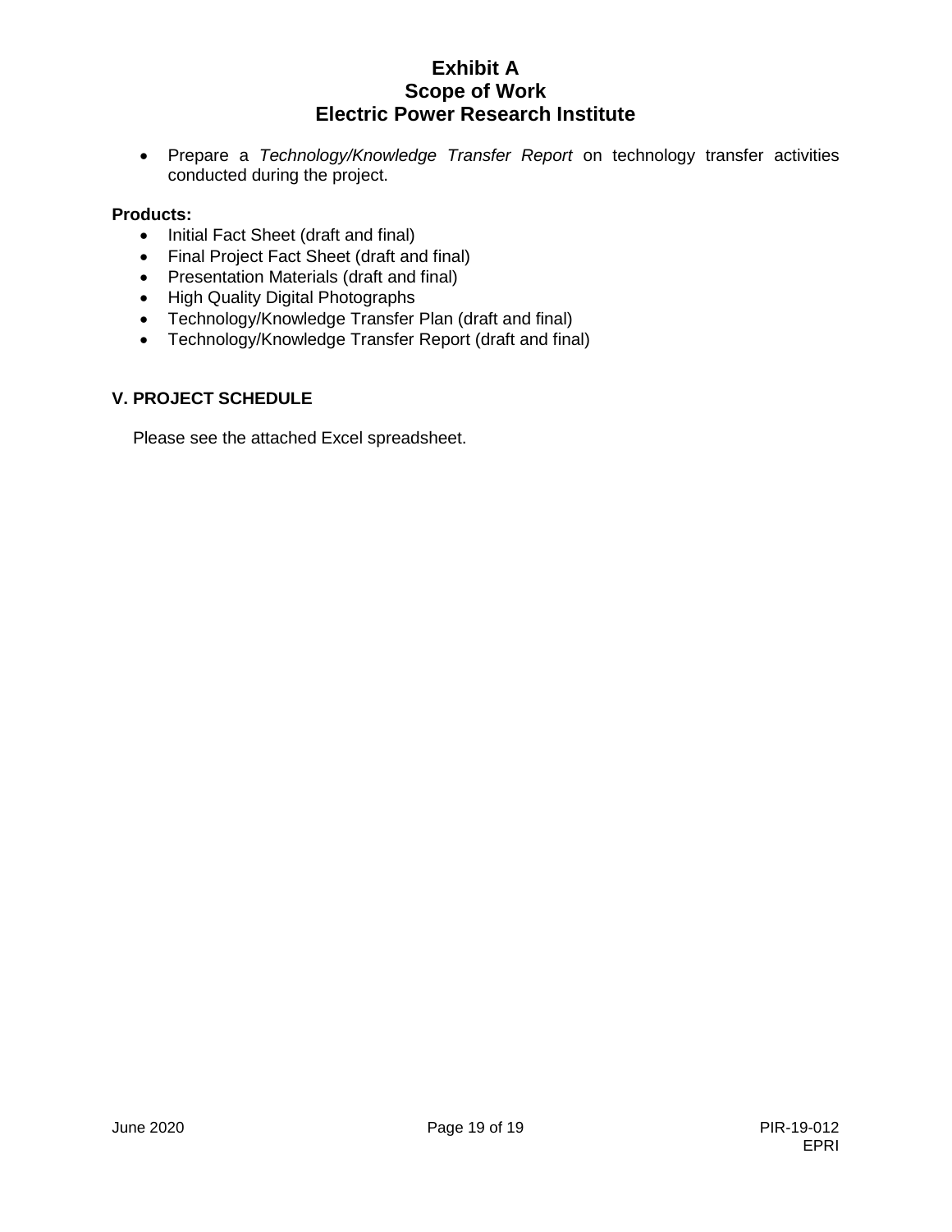- Prepare a *Technology/Knowledge Transfer Report* on technology transfer activities conducted during the project.

**Products:**

- Initial Fact Sheet (draft and final)
- Final Project Fact Sheet (draft and final)
- Presentation Materials (draft and final)
- High Quality Digital Photographs
- Technology/Knowledge Transfer Plan (draft and final)
- Technology/Knowledge Transfer Report (draft and final)

## V. PROJECT SCHEDULE

Please see the attached Excel spreadsheet.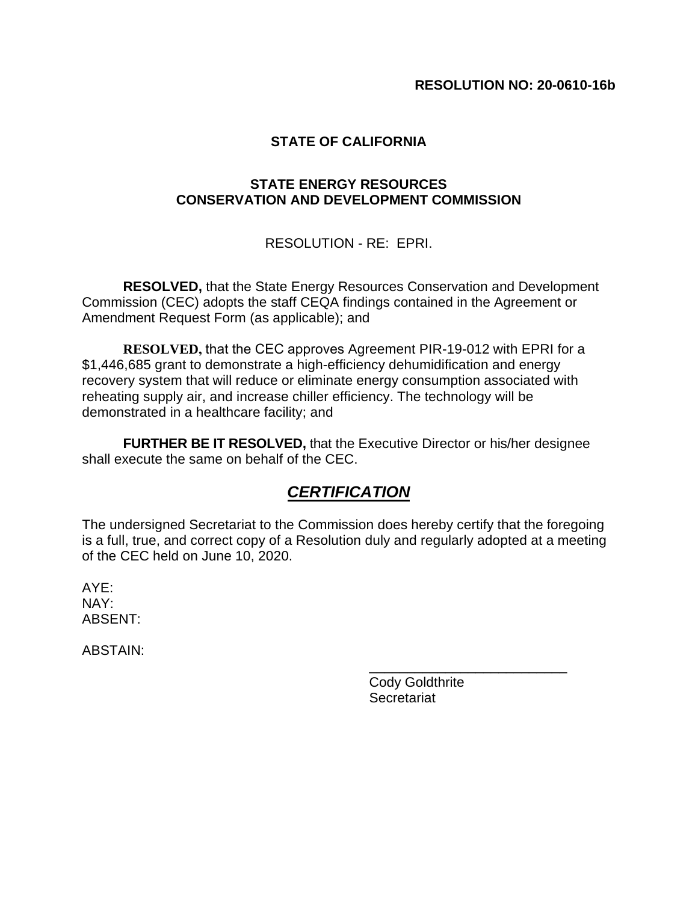**RESOLUTION NO: 20-0610-16b**

**STATE OF CALIFORNIA**

**STATE ENERGY RESOURCES CONSERVATION AND DEVELOPMENT COMMISSION**

RESOLUTION - RE: EPRI.

**RESOLVED,** that the State Energy Resources Conservation and Development Commission (CEC) adopts the staff CEQA findings contained in the Agreement or Amendment Request Form (as applicable); and

**RESOLVED,** that the CEC approves Agreement PIR-19-012 with EPRI for a $1,446,685 grant to demonstrate a high-efficiency dehumidification and energy recovery system that will reduce or eliminate energy consumption associated with reheating supply air, and increase chiller efficiency. The technology will be demonstrated in a healthcare facility; and

**FURTHER BE IT RESOLVED,** that the Executive Director or his/her designee shall execute the same on behalf of the CEC.

## ***CERTIFICATION***

The undersigned Secretariat to the Commission does hereby certify that the foregoing is a full, true, and correct copy of a Resolution duly and regularly adopted at a meeting of the CEC held on June 10, 2020.

AYE:
NAY:
ABSENT:

ABSTAIN:

___________________________
Cody Goldthrite
Secretariat